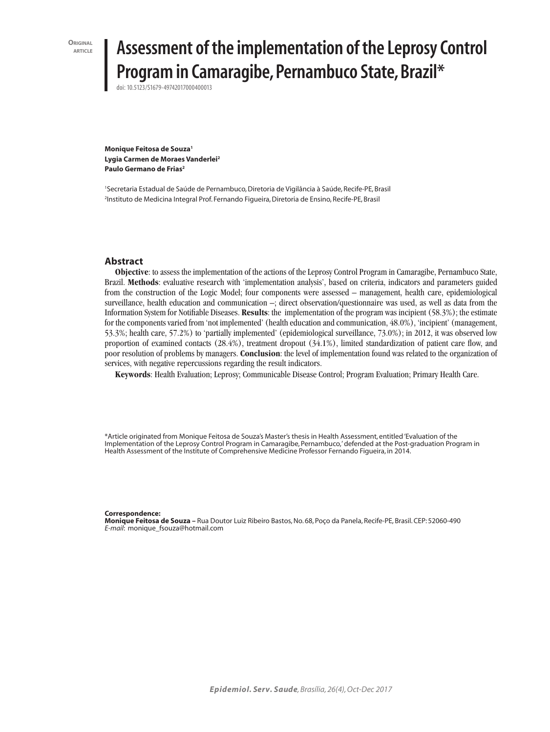Original article

# Assessment of the implementation of the Leprosy Control Program in Camaragibe, Pernambuco State, Brazil*

doi: 10.5123/S1679-49742017000400013

**Monique Feitosa de Souza[1]**
**Lygia Carmen de Moraes Vanderlei[2]**
**Paulo Germano de Frias[2]**

[1]Secretaria Estadual de Saúde de Pernambuco, Diretoria de Vigilância à Saúde, Recife-PE, Brasil
[2]Instituto de Medicina Integral Prof. Fernando Figueira, Diretoria de Ensino, Recife-PE, Brasil

## Abstract

**Objective**: to assess the implementation of the actions of the Leprosy Control Program in Camaragibe, Pernambuco State, Brazil. **Methods**: evaluative research with 'implementation analysis', based on criteria, indicators and parameters guided from the construction of the Logic Model; four components were assessed – management, health care, epidemiological surveillance, health education and communication –; direct observation/questionnaire was used, as well as data from the Information System for Notifiable Diseases. **Results**: the implementation of the program was incipient (58.3%); the estimate for the components varied from 'not implemented' (health education and communication, 48.0%), 'incipient' (management, 53.3%; health care, 57.2%) to 'partially implemented' (epidemiological surveillance, 73.0%); in 2012, it was observed low proportion of examined contacts (28.4%), treatment dropout (34.1%), limited standardization of patient care flow, and poor resolution of problems by managers. **Conclusion**: the level of implementation found was related to the organization of services, with negative repercussions regarding the result indicators.

**Keywords**: Health Evaluation; Leprosy; Communicable Disease Control; Program Evaluation; Primary Health Care.

*Article originated from Monique Feitosa de Souza's Master's thesis in Health Assessment, entitled 'Evaluation of the Implementation of the Leprosy Control Program in Camaragibe, Pernambuco,' defended at the Post-graduation Program in Health Assessment of the Institute of Comprehensive Medicine Professor Fernando Figueira, in 2014.

**Correspondence:**
**Monique Feitosa de Souza –** Rua Doutor Luiz Ribeiro Bastos, No. 68, Poço da Panela, Recife-PE, Brasil. CEP: 52060-490
*E-mail*: monique_fsouza@hotmail.com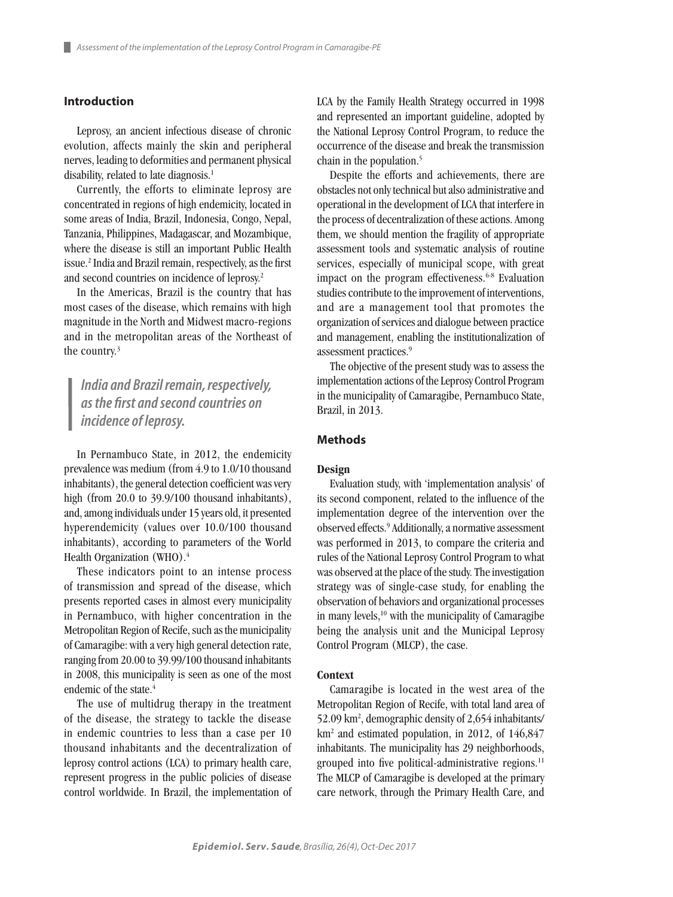## Introduction

Leprosy, an ancient infectious disease of chronic evolution, affects mainly the skin and peripheral nerves, leading to deformities and permanent physical disability, related to late diagnosis.[1]

Currently, the efforts to eliminate leprosy are concentrated in regions of high endemicity, located in some areas of India, Brazil, Indonesia, Congo, Nepal, Tanzania, Philippines, Madagascar, and Mozambique, where the disease is still an important Public Health issue.[2] India and Brazil remain, respectively, as the first and second countries on incidence of leprosy.[2]

In the Americas, Brazil is the country that has most cases of the disease, which remains with high magnitude in the North and Midwest macro-regions and in the metropolitan areas of the Northeast of the country.[3]

> *India and Brazil remain, respectively, as the first and second countries on incidence of leprosy.*

In Pernambuco State, in 2012, the endemicity prevalence was medium (from 4.9 to 1.0/10 thousand inhabitants), the general detection coefficient was very high (from 20.0 to 39.9/100 thousand inhabitants), and, among individuals under 15 years old, it presented hyperendemicity (values over 10.0/100 thousand inhabitants), according to parameters of the World Health Organization (WHO).[4]

These indicators point to an intense process of transmission and spread of the disease, which presents reported cases in almost every municipality in Pernambuco, with higher concentration in the Metropolitan Region of Recife, such as the municipality of Camaragibe: with a very high general detection rate, ranging from 20.00 to 39.99/100 thousand inhabitants in 2008, this municipality is seen as one of the most endemic of the state.[4]

The use of multidrug therapy in the treatment of the disease, the strategy to tackle the disease in endemic countries to less than a case per 10 thousand inhabitants and the decentralization of leprosy control actions (LCA) to primary health care, represent progress in the public policies of disease control worldwide. In Brazil, the implementation of LCA by the Family Health Strategy occurred in 1998 and represented an important guideline, adopted by the National Leprosy Control Program, to reduce the occurrence of the disease and break the transmission chain in the population.[5]

Despite the efforts and achievements, there are obstacles not only technical but also administrative and operational in the development of LCA that interfere in the process of decentralization of these actions. Among them, we should mention the fragility of appropriate assessment tools and systematic analysis of routine services, especially of municipal scope, with great impact on the program effectiveness.[6-8] Evaluation studies contribute to the improvement of interventions, and are a management tool that promotes the organization of services and dialogue between practice and management, enabling the institutionalization of assessment practices.[9]

The objective of the present study was to assess the implementation actions of the Leprosy Control Program in the municipality of Camaragibe, Pernambuco State, Brazil, in 2013.

## Methods

### Design

Evaluation study, with 'implementation analysis' of its second component, related to the influence of the implementation degree of the intervention over the observed effects.[9] Additionally, a normative assessment was performed in 2013, to compare the criteria and rules of the National Leprosy Control Program to what was observed at the place of the study. The investigation strategy was of single-case study, for enabling the observation of behaviors and organizational processes in many levels,[10] with the municipality of Camaragibe being the analysis unit and the Municipal Leprosy Control Program (MLCP), the case.

### Context

Camaragibe is located in the west area of the Metropolitan Region of Recife, with total land area of 52.09 km$^2$, demographic density of 2,654 inhabitants/km$^2$ and estimated population, in 2012, of 146,847 inhabitants. The municipality has 29 neighborhoods, grouped into five political-administrative regions.[11] The MLCP of Camaragibe is developed at the primary care network, through the Primary Health Care, and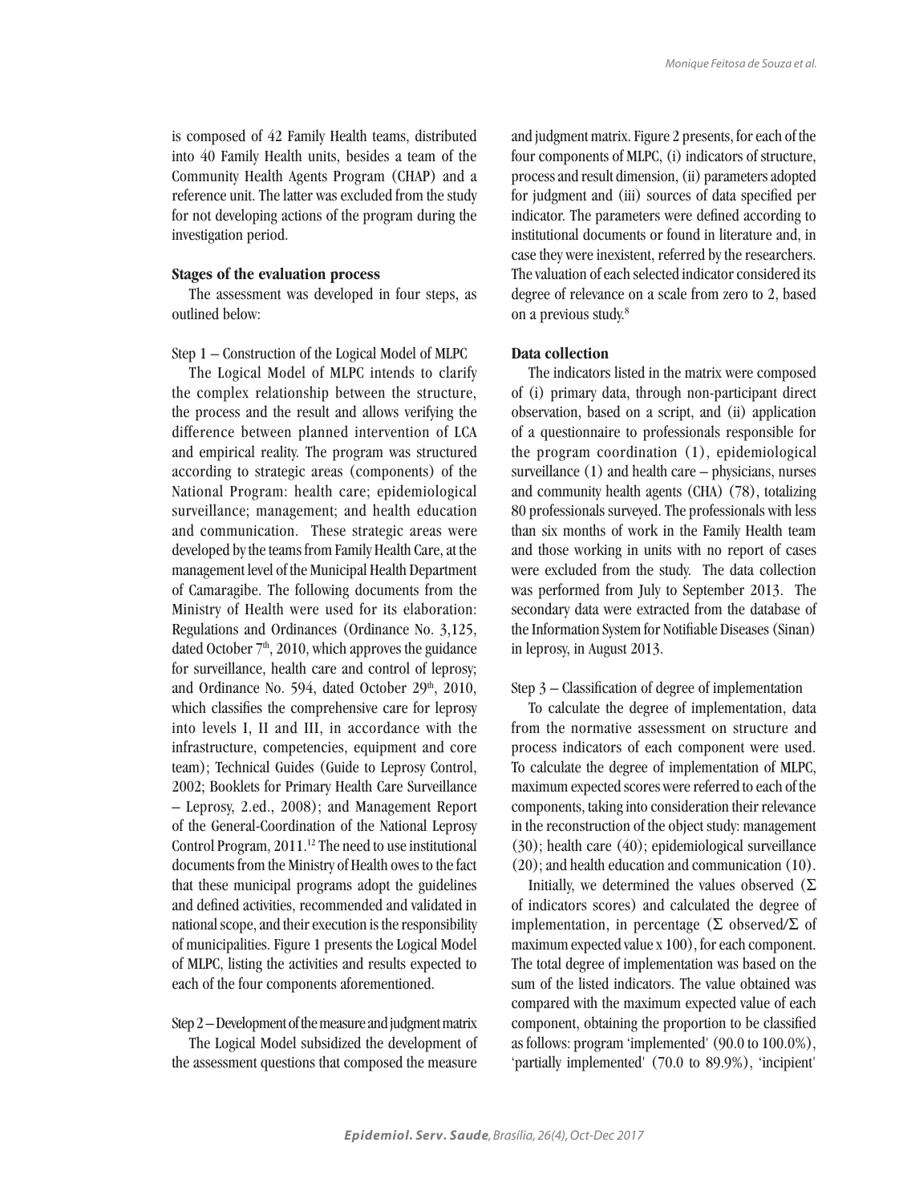is composed of 42 Family Health teams, distributed into 40 Family Health units, besides a team of the Community Health Agents Program (CHAP) and a reference unit. The latter was excluded from the study for not developing actions of the program during the investigation period.

### Stages of the evaluation process

The assessment was developed in four steps, as outlined below:

Step 1 – Construction of the Logical Model of MLPC

The Logical Model of MLPC intends to clarify the complex relationship between the structure, the process and the result and allows verifying the difference between planned intervention of LCA and empirical reality. The program was structured according to strategic areas (components) of the National Program: health care; epidemiological surveillance; management; and health education and communication. These strategic areas were developed by the teams from Family Health Care, at the management level of the Municipal Health Department of Camaragibe. The following documents from the Ministry of Health were used for its elaboration: Regulations and Ordinances (Ordinance No. 3,125, dated October 7th, 2010, which approves the guidance for surveillance, health care and control of leprosy; and Ordinance No. 594, dated October 29th, 2010, which classifies the comprehensive care for leprosy into levels I, II and III, in accordance with the infrastructure, competencies, equipment and core team); Technical Guides (Guide to Leprosy Control, 2002; Booklets for Primary Health Care Surveillance – Leprosy, 2.ed., 2008); and Management Report of the General-Coordination of the National Leprosy Control Program, 2011.[12] The need to use institutional documents from the Ministry of Health owes to the fact that these municipal programs adopt the guidelines and defined activities, recommended and validated in national scope, and their execution is the responsibility of municipalities. Figure 1 presents the Logical Model of MLPC, listing the activities and results expected to each of the four components aforementioned.

Step 2 – Development of the measure and judgment matrix

The Logical Model subsidized the development of the assessment questions that composed the measure and judgment matrix. Figure 2 presents, for each of the four components of MLPC, (i) indicators of structure, process and result dimension, (ii) parameters adopted for judgment and (iii) sources of data specified per indicator. The parameters were defined according to institutional documents or found in literature and, in case they were inexistent, referred by the researchers. The valuation of each selected indicator considered its degree of relevance on a scale from zero to 2, based on a previous study.[8]

### Data collection

The indicators listed in the matrix were composed of (i) primary data, through non-participant direct observation, based on a script, and (ii) application of a questionnaire to professionals responsible for the program coordination (1), epidemiological surveillance (1) and health care – physicians, nurses and community health agents (CHA) (78), totalizing 80 professionals surveyed. The professionals with less than six months of work in the Family Health team and those working in units with no report of cases were excluded from the study. The data collection was performed from July to September 2013. The secondary data were extracted from the database of the Information System for Notifiable Diseases (Sinan) in leprosy, in August 2013.

Step 3 – Classification of degree of implementation

To calculate the degree of implementation, data from the normative assessment on structure and process indicators of each component were used. To calculate the degree of implementation of MLPC, maximum expected scores were referred to each of the components, taking into consideration their relevance in the reconstruction of the object study: management (30); health care (40); epidemiological surveillance (20); and health education and communication (10).

Initially, we determined the values observed ($\Sigma$ of indicators scores) and calculated the degree of implementation, in percentage ($\Sigma$ observed/$\Sigma$ of maximum expected value x 100), for each component. The total degree of implementation was based on the sum of the listed indicators. The value obtained was compared with the maximum expected value of each component, obtaining the proportion to be classified as follows: program 'implemented' (90.0 to 100.0%), 'partially implemented' (70.0 to 89.9%), 'incipient'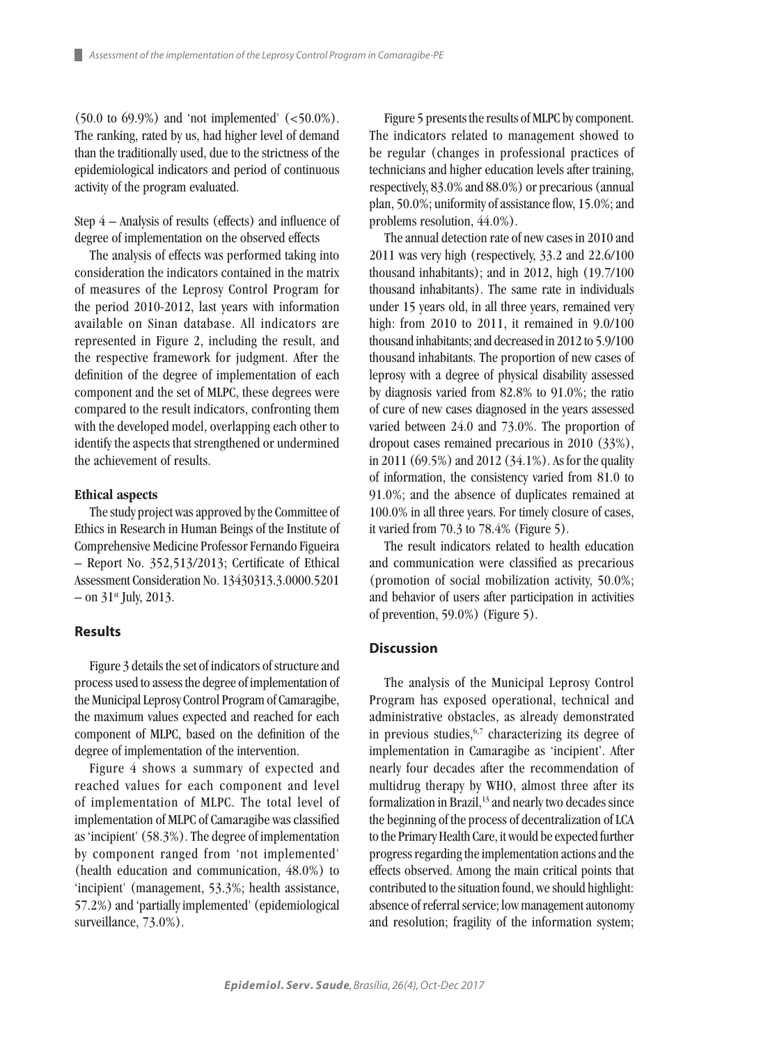(50.0 to 69.9%) and 'not implemented' (<50.0%). The ranking, rated by us, had higher level of demand than the traditionally used, due to the strictness of the epidemiological indicators and period of continuous activity of the program evaluated.

Step 4 – Analysis of results (effects) and influence of degree of implementation on the observed effects

The analysis of effects was performed taking into consideration the indicators contained in the matrix of measures of the Leprosy Control Program for the period 2010-2012, last years with information available on Sinan database. All indicators are represented in Figure 2, including the result, and the respective framework for judgment. After the definition of the degree of implementation of each component and the set of MLPC, these degrees were compared to the result indicators, confronting them with the developed model, overlapping each other to identify the aspects that strengthened or undermined the achievement of results.

#### Ethical aspects

The study project was approved by the Committee of Ethics in Research in Human Beings of the Institute of Comprehensive Medicine Professor Fernando Figueira – Report No. 352,513/2013; Certificate of Ethical Assessment Consideration No. 13430313.3.0000.5201 – on 31st July, 2013.

## Results

Figure 3 details the set of indicators of structure and process used to assess the degree of implementation of the Municipal Leprosy Control Program of Camaragibe, the maximum values expected and reached for each component of MLPC, based on the definition of the degree of implementation of the intervention.

Figure 4 shows a summary of expected and reached values for each component and level of implementation of MLPC. The total level of implementation of MLPC of Camaragibe was classified as 'incipient' (58.3%). The degree of implementation by component ranged from 'not implemented' (health education and communication, 48.0%) to 'incipient' (management, 53.3%; health assistance, 57.2%) and 'partially implemented' (epidemiological surveillance, 73.0%).

Figure 5 presents the results of MLPC by component. The indicators related to management showed to be regular (changes in professional practices of technicians and higher education levels after training, respectively, 83.0% and 88.0%) or precarious (annual plan, 50.0%; uniformity of assistance flow, 15.0%; and problems resolution, 44.0%).

The annual detection rate of new cases in 2010 and 2011 was very high (respectively, 33.2 and 22.6/100 thousand inhabitants); and in 2012, high (19.7/100 thousand inhabitants). The same rate in individuals under 15 years old, in all three years, remained very high: from 2010 to 2011, it remained in 9.0/100 thousand inhabitants; and decreased in 2012 to 5.9/100 thousand inhabitants. The proportion of new cases of leprosy with a degree of physical disability assessed by diagnosis varied from 82.8% to 91.0%; the ratio of cure of new cases diagnosed in the years assessed varied between 24.0 and 73.0%. The proportion of dropout cases remained precarious in 2010 (33%), in 2011 (69.5%) and 2012 (34.1%). As for the quality of information, the consistency varied from 81.0 to 91.0%; and the absence of duplicates remained at 100.0% in all three years. For timely closure of cases, it varied from 70.3 to 78.4% (Figure 5).

The result indicators related to health education and communication were classified as precarious (promotion of social mobilization activity, 50.0%; and behavior of users after participation in activities of prevention, 59.0%) (Figure 5).

## Discussion

The analysis of the Municipal Leprosy Control Program has exposed operational, technical and administrative obstacles, as already demonstrated in previous studies,[6,7] characterizing its degree of implementation in Camaragibe as 'incipient'. After nearly four decades after the recommendation of multidrug therapy by WHO, almost three after its formalization in Brazil,[13] and nearly two decades since the beginning of the process of decentralization of LCA to the Primary Health Care, it would be expected further progress regarding the implementation actions and the effects observed. Among the main critical points that contributed to the situation found, we should highlight: absence of referral service; low management autonomy and resolution; fragility of the information system;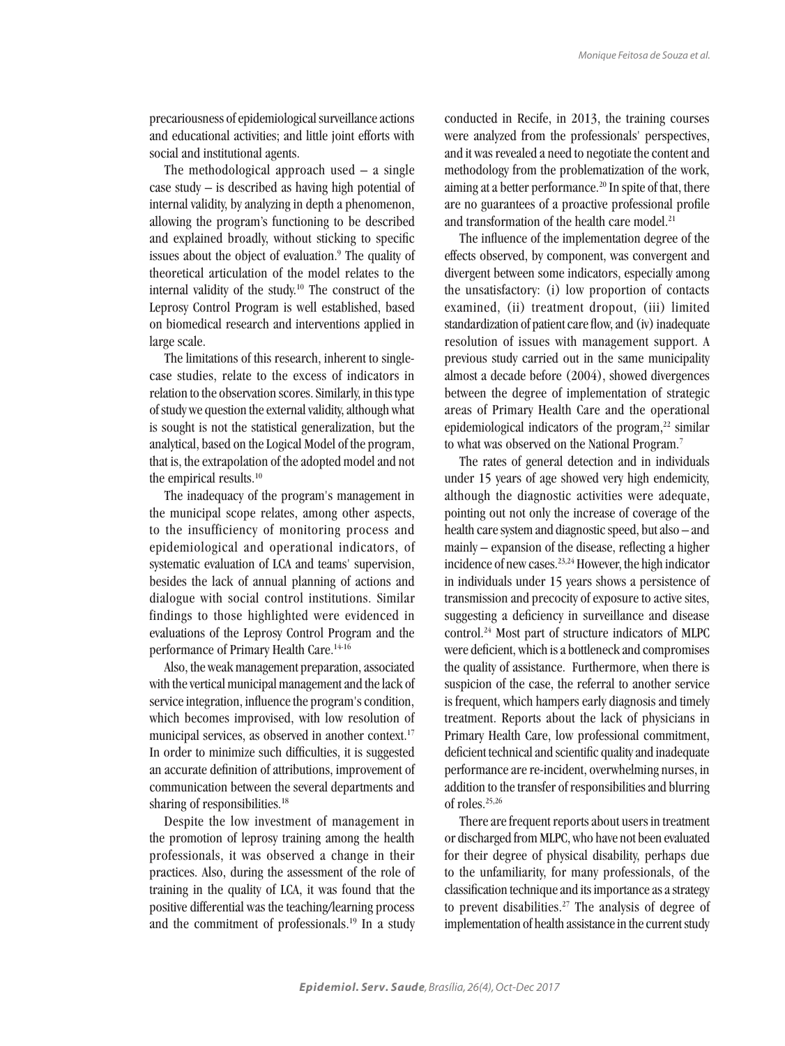precariousness of epidemiological surveillance actions and educational activities; and little joint efforts with social and institutional agents.

The methodological approach used – a single case study – is described as having high potential of internal validity, by analyzing in depth a phenomenon, allowing the program's functioning to be described and explained broadly, without sticking to specific issues about the object of evaluation.[9] The quality of theoretical articulation of the model relates to the internal validity of the study.[10] The construct of the Leprosy Control Program is well established, based on biomedical research and interventions applied in large scale.

The limitations of this research, inherent to single-case studies, relate to the excess of indicators in relation to the observation scores. Similarly, in this type of study we question the external validity, although what is sought is not the statistical generalization, but the analytical, based on the Logical Model of the program, that is, the extrapolation of the adopted model and not the empirical results.[10]

The inadequacy of the program's management in the municipal scope relates, among other aspects, to the insufficiency of monitoring process and epidemiological and operational indicators, of systematic evaluation of LCA and teams' supervision, besides the lack of annual planning of actions and dialogue with social control institutions. Similar findings to those highlighted were evidenced in evaluations of the Leprosy Control Program and the performance of Primary Health Care.[14-16]

Also, the weak management preparation, associated with the vertical municipal management and the lack of service integration, influence the program's condition, which becomes improvised, with low resolution of municipal services, as observed in another context.[17] In order to minimize such difficulties, it is suggested an accurate definition of attributions, improvement of communication between the several departments and sharing of responsibilities.[18]

Despite the low investment of management in the promotion of leprosy training among the health professionals, it was observed a change in their practices. Also, during the assessment of the role of training in the quality of LCA, it was found that the positive differential was the teaching/learning process and the commitment of professionals.[19] In a study conducted in Recife, in 2013, the training courses were analyzed from the professionals' perspectives, and it was revealed a need to negotiate the content and methodology from the problematization of the work, aiming at a better performance.[20] In spite of that, there are no guarantees of a proactive professional profile and transformation of the health care model.[21]

The influence of the implementation degree of the effects observed, by component, was convergent and divergent between some indicators, especially among the unsatisfactory: (i) low proportion of contacts examined, (ii) treatment dropout, (iii) limited standardization of patient care flow, and (iv) inadequate resolution of issues with management support. A previous study carried out in the same municipality almost a decade before (2004), showed divergences between the degree of implementation of strategic areas of Primary Health Care and the operational epidemiological indicators of the program,[22] similar to what was observed on the National Program.[7]

The rates of general detection and in individuals under 15 years of age showed very high endemicity, although the diagnostic activities were adequate, pointing out not only the increase of coverage of the health care system and diagnostic speed, but also – and mainly – expansion of the disease, reflecting a higher incidence of new cases.[23,24] However, the high indicator in individuals under 15 years shows a persistence of transmission and precocity of exposure to active sites, suggesting a deficiency in surveillance and disease control.[24] Most part of structure indicators of MLPC were deficient, which is a bottleneck and compromises the quality of assistance. Furthermore, when there is suspicion of the case, the referral to another service is frequent, which hampers early diagnosis and timely treatment. Reports about the lack of physicians in Primary Health Care, low professional commitment, deficient technical and scientific quality and inadequate performance are re-incident, overwhelming nurses, in addition to the transfer of responsibilities and blurring of roles.[25,26]

There are frequent reports about users in treatment or discharged from MLPC, who have not been evaluated for their degree of physical disability, perhaps due to the unfamiliarity, for many professionals, of the classification technique and its importance as a strategy to prevent disabilities.[27] The analysis of degree of implementation of health assistance in the current study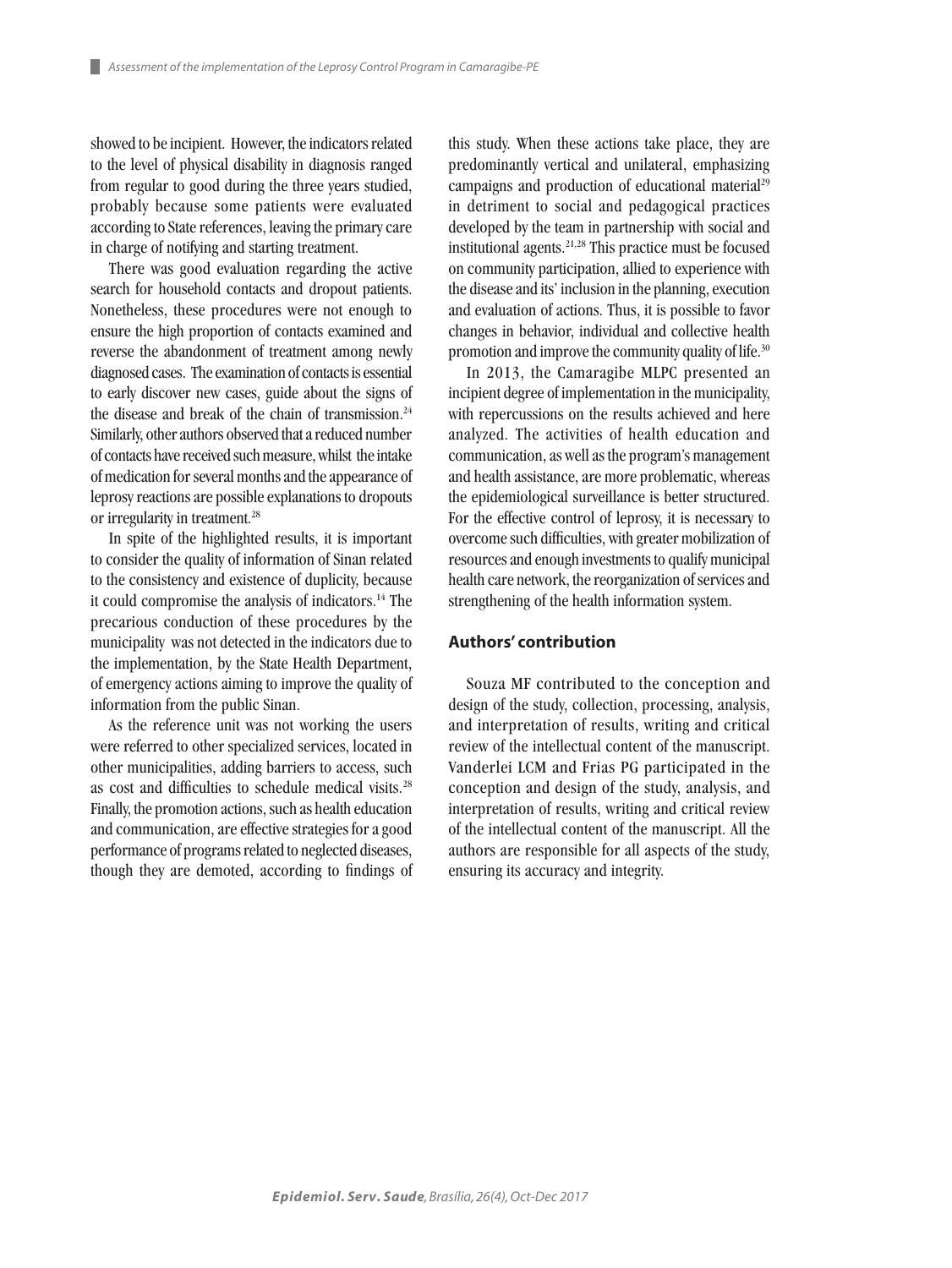showed to be incipient. However, the indicators related to the level of physical disability in diagnosis ranged from regular to good during the three years studied, probably because some patients were evaluated according to State references, leaving the primary care in charge of notifying and starting treatment.

There was good evaluation regarding the active search for household contacts and dropout patients. Nonetheless, these procedures were not enough to ensure the high proportion of contacts examined and reverse the abandonment of treatment among newly diagnosed cases. The examination of contacts is essential to early discover new cases, guide about the signs of the disease and break of the chain of transmission.[24] Similarly, other authors observed that a reduced number of contacts have received such measure, whilst the intake of medication for several months and the appearance of leprosy reactions are possible explanations to dropouts or irregularity in treatment.[28]

In spite of the highlighted results, it is important to consider the quality of information of Sinan related to the consistency and existence of duplicity, because it could compromise the analysis of indicators.[14] The precarious conduction of these procedures by the municipality was not detected in the indicators due to the implementation, by the State Health Department, of emergency actions aiming to improve the quality of information from the public Sinan.

As the reference unit was not working the users were referred to other specialized services, located in other municipalities, adding barriers to access, such as cost and difficulties to schedule medical visits.[28] Finally, the promotion actions, such as health education and communication, are effective strategies for a good performance of programs related to neglected diseases, though they are demoted, according to findings of this study. When these actions take place, they are predominantly vertical and unilateral, emphasizing campaigns and production of educational material[29] in detriment to social and pedagogical practices developed by the team in partnership with social and institutional agents.[21,28] This practice must be focused on community participation, allied to experience with the disease and its' inclusion in the planning, execution and evaluation of actions. Thus, it is possible to favor changes in behavior, individual and collective health promotion and improve the community quality of life.[30]

In 2013, the Camaragibe MLPC presented an incipient degree of implementation in the municipality, with repercussions on the results achieved and here analyzed. The activities of health education and communication, as well as the program's management and health assistance, are more problematic, whereas the epidemiological surveillance is better structured. For the effective control of leprosy, it is necessary to overcome such difficulties, with greater mobilization of resources and enough investments to qualify municipal health care network, the reorganization of services and strengthening of the health information system.

## Authors' contribution

Souza MF contributed to the conception and design of the study, collection, processing, analysis, and interpretation of results, writing and critical review of the intellectual content of the manuscript. Vanderlei LCM and Frias PG participated in the conception and design of the study, analysis, and interpretation of results, writing and critical review of the intellectual content of the manuscript. All the authors are responsible for all aspects of the study, ensuring its accuracy and integrity.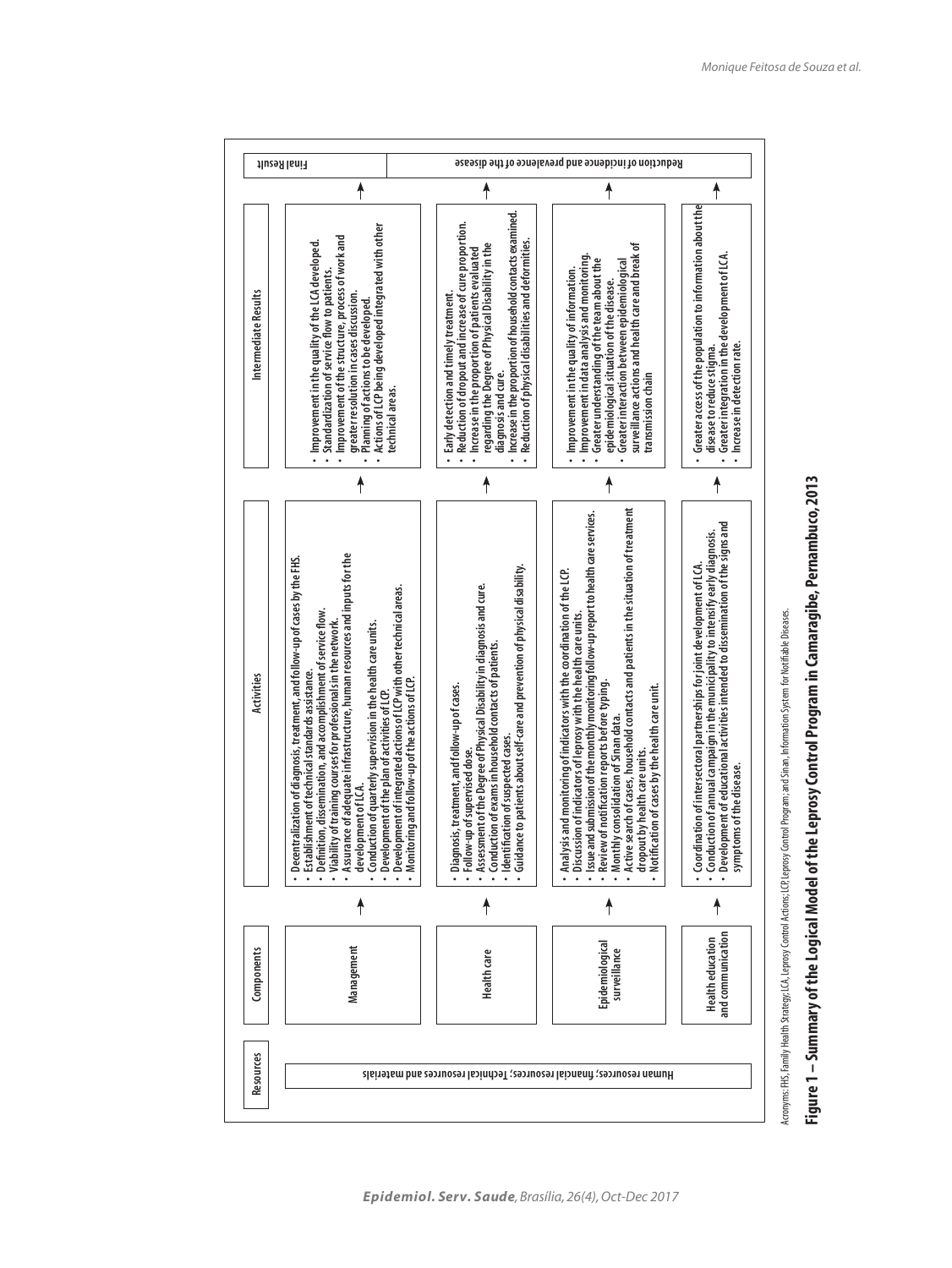| Resources | Components | Activities | Intermediate Results | Final Result |
|---|---|---|---|---|
| Human resources; financial resources; Technical resources and materials | Management | • Decentralization of diagnosis, treatment, and follow-up of cases by the FHS.<br>• Establishment of technical standards assistance.<br>• Definition, dissemination, and accomplishment of service flow.<br>• Viability of training courses for professionals in the network.<br>• Assurance of adequate infrastructure, human resources and inputs for the development of LCA.<br>• Conduction of quarterly supervision in the health care units.<br>• Development of the plan of activities of LCP.<br>• Development of integrated actions of LCP with other technical areas.<br>• Monitoring and follow-up of the actions of LCP. | • Improvement in the quality of the LCA developed.<br>• Standardization of service flow to patients.<br>• Improvement of the structure, process of work and greater resolution in cases discussion.<br>• Planning of actions to be developed.<br>• Actions of LCP being developed integrated with other technical areas. | Reduction of incidence and prevalence of the disease |
| | Health care | • Diagnosis, treatment, and follow-up of cases.<br>• Follow-up of supervised dose.<br>• Assessment of the Degree of Physical Disability in diagnosis and cure.<br>• Conduction of exams in household contacts of patients.<br>• Identification of suspected cases.<br>• Guidance to patients about self-care and prevention of physical disability. | • Early detection and timely treatment.<br>• Reduction of dropout and increase of cure proportion.<br>• Increase in the proportion of patients evaluated regarding the Degree of Physical Disability in the diagnosis and cure.<br>• Increase in the proportion of household contacts examined.<br>• Reduction of physical disabilities and deformities. | |
| | Epidemiological surveillance | • Analysis and monitoring of indicators with the coordination of the LCP.<br>• Discussion of indicators of leprosy with the health care units.<br>• Issue and submission of the monthly monitoring follow-up report to health care services.<br>• Review of notification reports before typing.<br>• Monthly consolidation of Sinan data.<br>• Active search of cases, household contacts and patients in the situation of treatment dropout by health care units.<br>• Notification of cases by the health care unit. | • Improvement in the quality of information.<br>• Improvement in data analysis and monitoring.<br>• Greater understanding of the team about the epidemiological situation of the disease.<br>• Greater interaction between epidemiological surveillance actions and health care and break of transmission chain | |
| | Health education and communication | • Coordination of intersectoral partnerships for joint development of LCA.<br>• Conduction of annual campaign in the municipality to intensify early diagnosis.<br>• Development of educational activities intended to dissemination of the signs and symptoms of the disease. | • Greater access of the population to information about the disease to reduce stigma.<br>• Greater integration in the development of LCA.<br>• Increase in detection rate. | |

Acronyms: FHS, Family Health Strategy; LCA, Leprosy Control Actions; LCP, Leprosy Control Program; and Sinan, Information System for Notifiable Diseases.

**Figure 1 – Summary of the Logical Model of the Leprosy Control Program in Camaragibe, Pernambuco, 2013**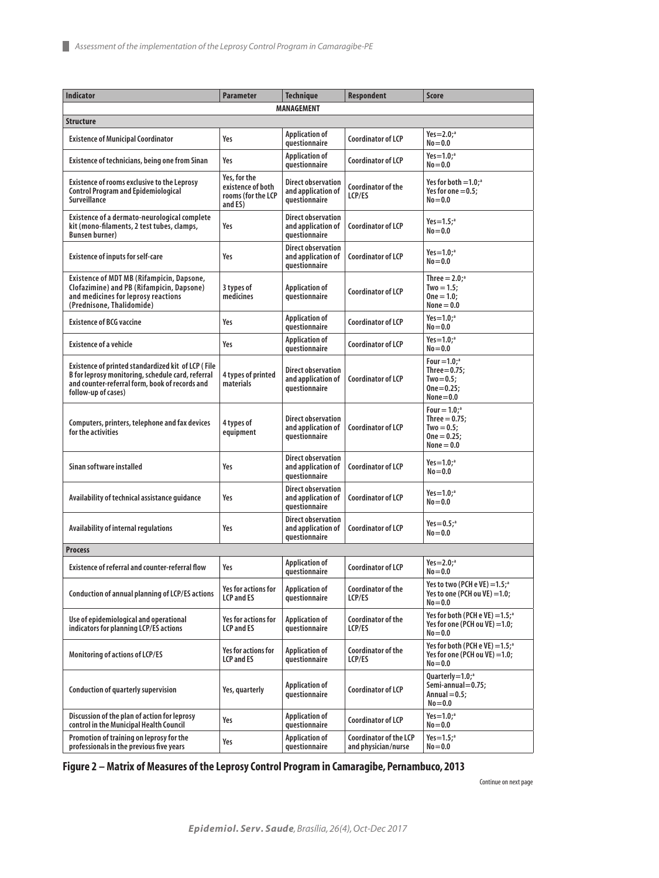| Indicator | Parameter | Technique | Respondent | Score |
|---|---|---|---|---|
| **MANAGEMENT** | | | | |
| **Structure** | | | | |
| Existence of Municipal Coordinator | Yes | Application of questionnaire | Coordinator of LCP | Yes=2.0;[a] No=0.0 |
| Existence of technicians, being one from Sinan | Yes | Application of questionnaire | Coordinator of LCP | Yes=1.0;[a] No=0.0 |
| Existence of rooms exclusive to the Leprosy Control Program and Epidemiological Surveillance | Yes, for the existence of both rooms (for the LCP and ES) | Direct observation and application of questionnaire | Coordinator of the LCP/ES | Yes for both =1.0;[a] Yes for one =0.5; No=0.0 |
| Existence of a dermato-neurological complete kit (mono-filaments, 2 test tubes, clamps, Bunsen burner) | Yes | Direct observation and application of questionnaire | Coordinator of LCP | Yes=1.5;[a] No=0.0 |
| Existence of inputs for self-care | Yes | Direct observation and application of questionnaire | Coordinator of LCP | Yes=1.0;[a] No=0.0 |
| Existence of MDT MB (Rifampicin, Dapsone, Clofazimine) and PB (Rifampicin, Dapsone) and medicines for leprosy reactions (Prednisone, Thalidomide) | 3 types of medicines | Application of questionnaire | Coordinator of LCP | Three = 2.0;[a] Two = 1.5; One = 1.0; None = 0.0 |
| Existence of BCG vaccine | Yes | Application of questionnaire | Coordinator of LCP | Yes=1.0;[a] No=0.0 |
| Existence of a vehicle | Yes | Application of questionnaire | Coordinator of LCP | Yes=1.0;[a] No=0.0 |
| Existence of printed standardized kit of LCP ( File B for leprosy monitoring, schedule card, referral and counter-referral form, book of records and follow-up of cases) | 4 types of printed materials | Direct observation and application of questionnaire | Coordinator of LCP | Four =1.0;[a] Three=0.75; Two=0.5; One=0.25; None=0.0 |
| Computers, printers, telephone and fax devices for the activities | 4 types of equipment | Direct observation and application of questionnaire | Coordinator of LCP | Four = 1.0;[a] Three = 0.75; Two = 0.5; One = 0.25; None = 0.0 |
| Sinan software installed | Yes | Direct observation and application of questionnaire | Coordinator of LCP | Yes=1.0;[a] No=0.0 |
| Availability of technical assistance guidance | Yes | Direct observation and application of questionnaire | Coordinator of LCP | Yes=1.0;[a] No=0.0 |
| Availability of internal regulations | Yes | Direct observation and application of questionnaire | Coordinator of LCP | Yes=0.5;[a] No=0.0 |
| **Process** | | | | |
| Existence of referral and counter-referral flow | Yes | Application of questionnaire | Coordinator of LCP | Yes=2.0;[a] No=0.0 |
| Conduction of annual planning of LCP/ES actions | Yes for actions for LCP and ES | Application of questionnaire | Coordinator of the LCP/ES | Yes to two (PCH e VE) =1.5;[a] Yes to one (PCH ou VE) =1.0; No=0.0 |
| Use of epidemiological and operational indicators for planning LCP/ES actions | Yes for actions for LCP and ES | Application of questionnaire | Coordinator of the LCP/ES | Yes for both (PCH e VE) =1.5;[a] Yes for one (PCH ou VE) =1.0; No=0.0 |
| Monitoring of actions of LCP/ES | Yes for actions for LCP and ES | Application of questionnaire | Coordinator of the LCP/ES | Yes for both (PCH e VE) =1.5;[a] Yes for one (PCH ou VE) =1.0; No=0.0 |
| Conduction of quarterly supervision | Yes, quarterly | Application of questionnaire | Coordinator of LCP | Quarterly=1.0;[a] Semi-annual=0.75; Annual =0.5; No=0.0 |
| Discussion of the plan of action for leprosy control in the Municipal Health Council | Yes | Application of questionnaire | Coordinator of LCP | Yes=1.0;[a] No=0.0 |
| Promotion of training on leprosy for the professionals in the previous five years | Yes | Application of questionnaire | Coordinator of the LCP and physician/nurse | Yes=1.5;[a] No=0.0 |

**Figure 2 – Matrix of Measures of the Leprosy Control Program in Camaragibe, Pernambuco, 2013**

Continue on next page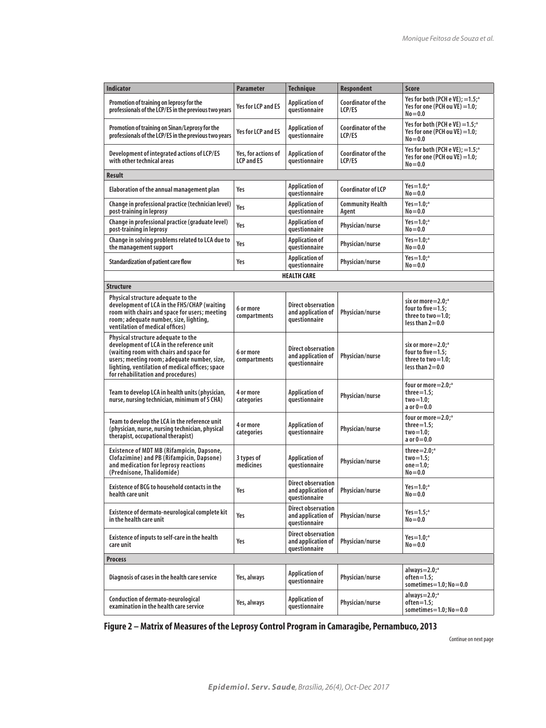| Indicator | Parameter | Technique | Respondent | Score |
|---|---|---|---|---|
| Promotion of training on leprosy for the professionals of the LCP/ES in the previous two years | Yes for LCP and ES | Application of questionnaire | Coordinator of the LCP/ES | Yes for both (PCH e VE); =1.5;[a] Yes for one (PCH ou VE) =1.0; No=0.0 |
| Promotion of training on Sinan/Leprosy for the professionals of the LCP/ES in the previous two years | Yes for LCP and ES | Application of questionnaire | Coordinator of the LCP/ES | Yes for both (PCH e VE) =1.5;[a] Yes for one (PCH ou VE) =1.0; No=0.0 |
| Development of integrated actions of LCP/ES with other technical areas | Yes, for actions of LCP and ES | Application of questionnaire | Coordinator of the LCP/ES | Yes for both (PCH e VE); =1.5;[a] Yes for one (PCH ou VE) =1.0; No=0.0 |
| **Result** | | | | |
| Elaboration of the annual management plan | Yes | Application of questionnaire | Coordinator of LCP | Yes=1.0;[a] No=0.0 |
| Change in professional practice (technician level) post-training in leprosy | Yes | Application of questionnaire | Community Health Agent | Yes=1.0;[a] No=0.0 |
| Change in professional practice (graduate level) post-training in leprosy | Yes | Application of questionnaire | Physician/nurse | Yes=1.0;[a] No=0.0 |
| Change in solving problems related to LCA due to the management support | Yes | Application of questionnaire | Physician/nurse | Yes=1.0;[a] No=0.0 |
| Standardization of patient care flow | Yes | Application of questionnaire | Physician/nurse | Yes=1.0;[a] No=0.0 |
| **HEALTH CARE** | | | | |
| **Structure** | | | | |
| Physical structure adequate to the development of LCA in the FHS/CHAP (waiting room with chairs and space for users; meeting room; adequate number, size, lighting, ventilation of medical offices) | 6 or more compartments | Direct observation and application of questionnaire | Physician/nurse | six or more=2.0;[a] four to five=1.5; three to two=1.0; less than 2=0.0 |
| Physical structure adequate to the development of LCA in the reference unit (waiting room with chairs and space for users; meeting room; adequate number, size, lighting, ventilation of medical offices; space for rehabilitation and procedures) | 6 or more compartments | Direct observation and application of questionnaire | Physician/nurse | six or more=2.0;[a] four to five=1.5; three to two=1.0; less than 2=0.0 |
| Team to develop LCA in health units (physician, nurse, nursing technician, minimum of 5 CHA) | 4 or more categories | Application of questionnaire | Physician/nurse | four or more=2.0;[a] three=1.5; two=1.0; a or 0=0.0 |
| Team to develop the LCA in the reference unit (physician, nurse, nursing technician, physical therapist, occupational therapist) | 4 or more categories | Application of questionnaire | Physician/nurse | four or more=2.0;[a] three=1.5; two=1.0; a or 0=0.0 |
| Existence of MDT MB (Rifampicin, Dapsone, Clofazimine) and PB (Rifampicin, Dapsone) and medication for leprosy reactions (Prednisone, Thalidomide) | 3 types of medicines | Application of questionnaire | Physician/nurse | three=2.0;[a] two=1.5; one=1.0; No=0.0 |
| Existence of BCG to household contacts in the health care unit | Yes | Direct observation and application of questionnaire | Physician/nurse | Yes=1.0;[a] No=0.0 |
| Existence of dermato-neurological complete kit in the health care unit | Yes | Direct observation and application of questionnaire | Physician/nurse | Yes=1.5;[a] No=0.0 |
| Existence of inputs to self-care in the health care unit | Yes | Direct observation and application of questionnaire | Physician/nurse | Yes=1.0;[a] No=0.0 |
| **Process** | | | | |
| Diagnosis of cases in the health care service | Yes, always | Application of questionnaire | Physician/nurse | always=2.0;[a] often=1.5; sometimes=1.0; No=0.0 |
| Conduction of dermato-neurological examination in the health care service | Yes, always | Application of questionnaire | Physician/nurse | always=2.0;[a] often=1.5; sometimes=1.0; No=0.0 |

**Figure 2 – Matrix of Measures of the Leprosy Control Program in Camaragibe, Pernambuco, 2013**

Continue on next page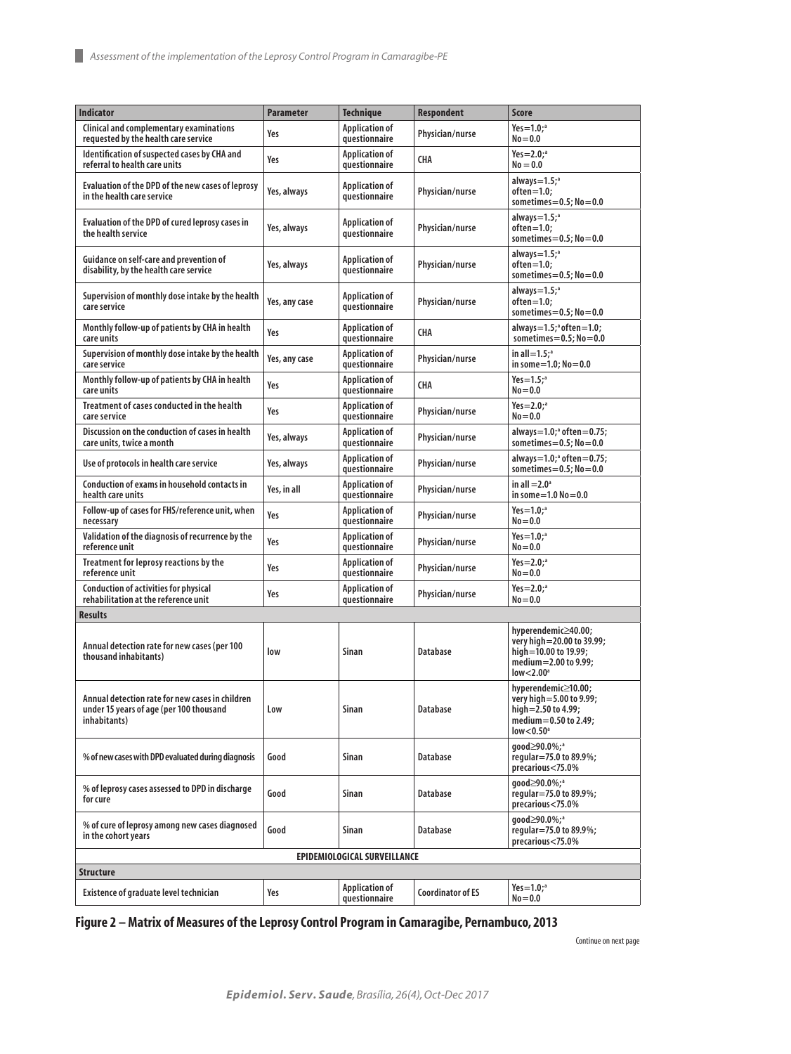| Indicator | Parameter | Technique | Respondent | Score |
|---|---|---|---|---|
| Clinical and complementary examinations requested by the health care service | Yes | Application of questionnaire | Physician/nurse | Yes=1.0;[a] No=0.0 |
| Identification of suspected cases by CHA and referral to health care units | Yes | Application of questionnaire | CHA | Yes=2.0;[a] No = 0.0 |
| Evaluation of the DPD of the new cases of leprosy in the health care service | Yes, always | Application of questionnaire | Physician/nurse | always=1.5;[a] often=1.0; sometimes=0.5; No=0.0 |
| Evaluation of the DPD of cured leprosy cases in the health service | Yes, always | Application of questionnaire | Physician/nurse | always=1.5;[a] often=1.0; sometimes=0.5; No=0.0 |
| Guidance on self-care and prevention of disability, by the health care service | Yes, always | Application of questionnaire | Physician/nurse | always=1.5;[a] often=1.0; sometimes=0.5; No=0.0 |
| Supervision of monthly dose intake by the health care service | Yes, any case | Application of questionnaire | Physician/nurse | always=1.5;[a] often=1.0; sometimes=0.5; No=0.0 |
| Monthly follow-up of patients by CHA in health care units | Yes | Application of questionnaire | CHA | always=1.5;[a] often=1.0; sometimes=0.5; No=0.0 |
| Supervision of monthly dose intake by the health care service | Yes, any case | Application of questionnaire | Physician/nurse | in all=1.5;[a] in some=1.0; No=0.0 |
| Monthly follow-up of patients by CHA in health care units | Yes | Application of questionnaire | CHA | Yes=1.5;[a] No=0.0 |
| Treatment of cases conducted in the health care service | Yes | Application of questionnaire | Physician/nurse | Yes=2.0;[a] No=0.0 |
| Discussion on the conduction of cases in health care units, twice a month | Yes, always | Application of questionnaire | Physician/nurse | always=1.0;[a] often=0.75; sometimes=0.5; No=0.0 |
| Use of protocols in health care service | Yes, always | Application of questionnaire | Physician/nurse | always=1.0;[a] often=0.75; sometimes=0.5; No=0.0 |
| Conduction of exams in household contacts in health care units | Yes, in all | Application of questionnaire | Physician/nurse | in all =2.0[a] in some=1.0 No=0.0 |
| Follow-up of cases for FHS/reference unit, when necessary | Yes | Application of questionnaire | Physician/nurse | Yes=1.0;[a] No=0.0 |
| Validation of the diagnosis of recurrence by the reference unit | Yes | Application of questionnaire | Physician/nurse | Yes=1.0;[a] No=0.0 |
| Treatment for leprosy reactions by the reference unit | Yes | Application of questionnaire | Physician/nurse | Yes=2.0;[a] No=0.0 |
| Conduction of activities for physical rehabilitation at the reference unit | Yes | Application of questionnaire | Physician/nurse | Yes=2.0;[a] No=0.0 |
| **Results** | | | | |
| Annual detection rate for new cases (per 100 thousand inhabitants) | low | Sinan | Database | hyperendemic≥40.00; very high=20.00 to 39.99; high=10.00 to 19.99; medium=2.00 to 9.99; low<2.00[a] |
| Annual detection rate for new cases in children under 15 years of age (per 100 thousand inhabitants) | Low | Sinan | Database | hyperendemic≥10.00; very high=5.00 to 9.99; high=2.50 to 4.99; medium=0.50 to 2.49; low<0.50[a] |
| % of new cases with DPD evaluated during diagnosis | Good | Sinan | Database | good≥90.0%;[a] regular=75.0 to 89.9%; precarious<75.0% |
| % of leprosy cases assessed to DPD in discharge for cure | Good | Sinan | Database | good≥90.0%;[a] regular=75.0 to 89.9%; precarious<75.0% |
| % of cure of leprosy among new cases diagnosed in the cohort years | Good | Sinan | Database | good≥90.0%;[a] regular=75.0 to 89.9%; precarious<75.0% |
| **EPIDEMIOLOGICAL SURVEILLANCE** | | | | |
| **Structure** | | | | |
| Existence of graduate level technician | Yes | Application of questionnaire | Coordinator of ES | Yes=1.0;[a] No=0.0 |

**Figure 2 – Matrix of Measures of the Leprosy Control Program in Camaragibe, Pernambuco, 2013**

Continue on next page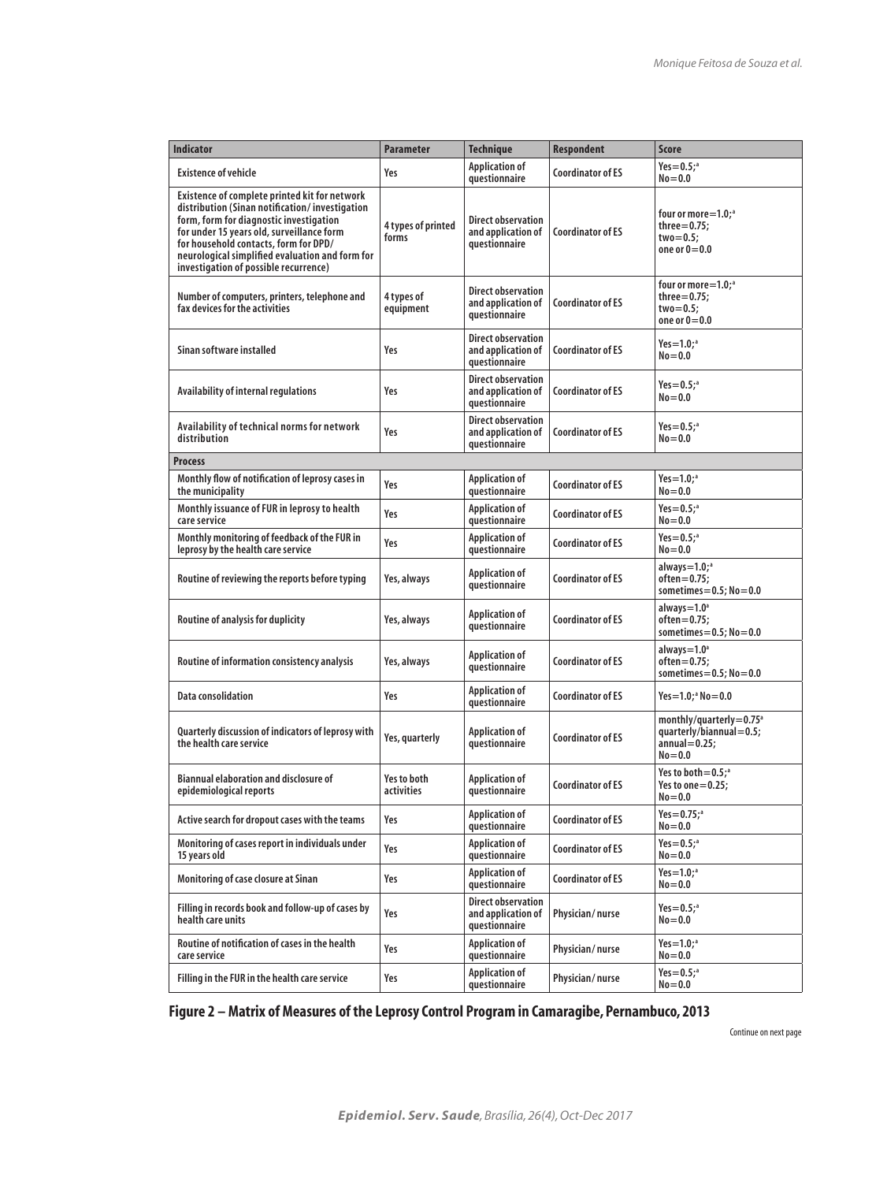| Indicator | Parameter | Technique | Respondent | Score |
|---|---|---|---|---|
| Existence of vehicle | Yes | Application of questionnaire | Coordinator of ES | Yes=0.5;[a] No=0.0 |
| Existence of complete printed kit for network distribution (Sinan notification/ investigation form, form for diagnostic investigation for under 15 years old, surveillance form for household contacts, form for DPD/ neurological simplified evaluation and form for investigation of possible recurrence) | 4 types of printed forms | Direct observation and application of questionnaire | Coordinator of ES | four or more=1.0;[a] three=0.75; two=0.5; one or 0=0.0 |
| Number of computers, printers, telephone and fax devices for the activities | 4 types of equipment | Direct observation and application of questionnaire | Coordinator of ES | four or more=1.0;[a] three=0.75; two=0.5; one or 0=0.0 |
| Sinan software installed | Yes | Direct observation and application of questionnaire | Coordinator of ES | Yes=1.0;[a] No=0.0 |
| Availability of internal regulations | Yes | Direct observation and application of questionnaire | Coordinator of ES | Yes=0.5;[a] No=0.0 |
| Availability of technical norms for network distribution | Yes | Direct observation and application of questionnaire | Coordinator of ES | Yes=0.5;[a] No=0.0 |
| **Process** | | | | |
| Monthly flow of notification of leprosy cases in the municipality | Yes | Application of questionnaire | Coordinator of ES | Yes=1.0;[a] No=0.0 |
| Monthly issuance of FUR in leprosy to health care service | Yes | Application of questionnaire | Coordinator of ES | Yes=0.5;[a] No=0.0 |
| Monthly monitoring of feedback of the FUR in leprosy by the health care service | Yes | Application of questionnaire | Coordinator of ES | Yes=0.5;[a] No=0.0 |
| Routine of reviewing the reports before typing | Yes, always | Application of questionnaire | Coordinator of ES | always=1.0;[a] often=0.75; sometimes=0.5; No=0.0 |
| Routine of analysis for duplicity | Yes, always | Application of questionnaire | Coordinator of ES | always=1.0[a] often=0.75; sometimes=0.5; No=0.0 |
| Routine of information consistency analysis | Yes, always | Application of questionnaire | Coordinator of ES | always=1.0[a] often=0.75; sometimes=0.5; No=0.0 |
| Data consolidation | Yes | Application of questionnaire | Coordinator of ES | Yes=1.0;[a] No=0.0 |
| Quarterly discussion of indicators of leprosy with the health care service | Yes, quarterly | Application of questionnaire | Coordinator of ES | monthly/quarterly=0.75[a] quarterly/biannual=0.5; annual=0.25; No=0.0 |
| Biannual elaboration and disclosure of epidemiological reports | Yes to both activities | Application of questionnaire | Coordinator of ES | Yes to both=0.5;[a] Yes to one=0.25; No=0.0 |
| Active search for dropout cases with the teams | Yes | Application of questionnaire | Coordinator of ES | Yes=0.75;[a] No=0.0 |
| Monitoring of cases report in individuals under 15 years old | Yes | Application of questionnaire | Coordinator of ES | Yes=0.5;[a] No=0.0 |
| Monitoring of case closure at Sinan | Yes | Application of questionnaire | Coordinator of ES | Yes=1.0;[a] No=0.0 |
| Filling in records book and follow-up of cases by health care units | Yes | Direct observation and application of questionnaire | Physician/nurse | Yes=0.5;[a] No=0.0 |
| Routine of notification of cases in the health care service | Yes | Application of questionnaire | Physician/nurse | Yes=1.0;[a] No=0.0 |
| Filling in the FUR in the health care service | Yes | Application of questionnaire | Physician/nurse | Yes=0.5;[a] No=0.0 |

**Figure 2 – Matrix of Measures of the Leprosy Control Program in Camaragibe, Pernambuco, 2013**

Continue on next page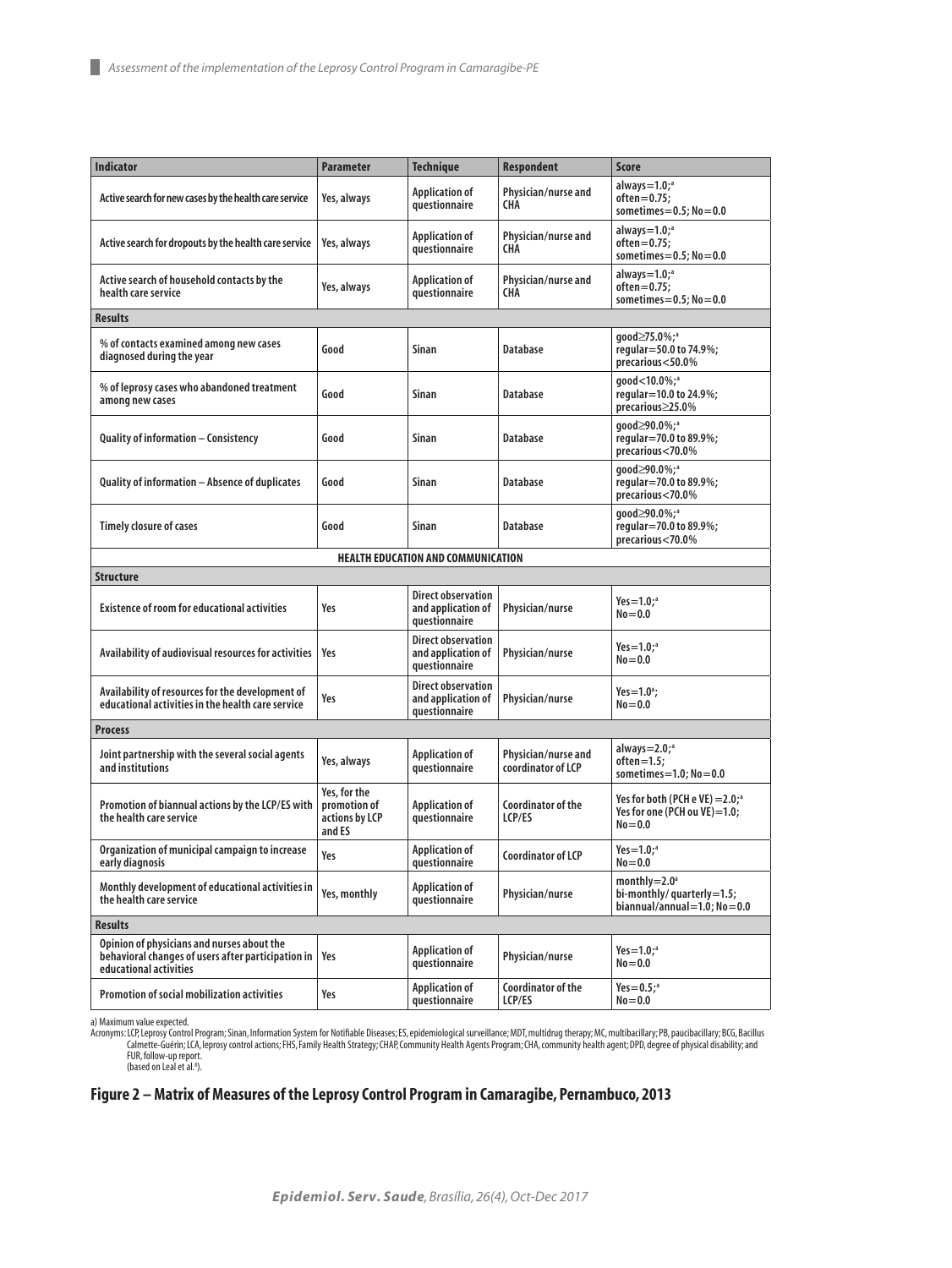| Indicator | Parameter | Technique | Respondent | Score |
|---|---|---|---|---|
| Active search for new cases by the health care service | Yes, always | Application of questionnaire | Physician/nurse and CHA | always=1.0;[a] often=0.75; sometimes=0.5; No=0.0 |
| Active search for dropouts by the health care service | Yes, always | Application of questionnaire | Physician/nurse and CHA | always=1.0;[a] often=0.75; sometimes=0.5; No=0.0 |
| Active search of household contacts by the health care service | Yes, always | Application of questionnaire | Physician/nurse and CHA | always=1.0;[a] often=0.75; sometimes=0.5; No=0.0 |
| **Results** | | | | |
| % of contacts examined among new cases diagnosed during the year | Good | Sinan | Database | good≥75.0%;[a] regular=50.0 to 74.9%; precarious<50.0% |
| % of leprosy cases who abandoned treatment among new cases | Good | Sinan | Database | good<10.0%;[a] regular=10.0 to 24.9%; precarious≥25.0% |
| Quality of information – Consistency | Good | Sinan | Database | good≥90.0%;[a] regular=70.0 to 89.9%; precarious<70.0% |
| Quality of information – Absence of duplicates | Good | Sinan | Database | good≥90.0%;[a] regular=70.0 to 89.9%; precarious<70.0% |
| Timely closure of cases | Good | Sinan | Database | good≥90.0%;[a] regular=70.0 to 89.9%; precarious<70.0% |
| **HEALTH EDUCATION AND COMMUNICATION** | | | | |
| **Structure** | | | | |
| Existence of room for educational activities | Yes | Direct observation and application of questionnaire | Physician/nurse | Yes=1.0;[a] No=0.0 |
| Availability of audiovisual resources for activities | Yes | Direct observation and application of questionnaire | Physician/nurse | Yes=1.0;[a] No=0.0 |
| Availability of resources for the development of educational activities in the health care service | Yes | Direct observation and application of questionnaire | Physician/nurse | Yes=1.0[a]; No=0.0 |
| **Process** | | | | |
| Joint partnership with the several social agents and institutions | Yes, always | Application of questionnaire | Physician/nurse and coordinator of LCP | always=2.0;[a] often=1.5; sometimes=1.0; No=0.0 |
| Promotion of biannual actions by the LCP/ES with the health care service | Yes, for the promotion of actions by LCP and ES | Application of questionnaire | Coordinator of the LCP/ES | Yes for both (PCH e VE) =2.0;[a] Yes for one (PCH ou VE)=1.0; No=0.0 |
| Organization of municipal campaign to increase early diagnosis | Yes | Application of questionnaire | Coordinator of LCP | Yes=1.0;[a] No=0.0 |
| Monthly development of educational activities in the health care service | Yes, monthly | Application of questionnaire | Physician/nurse | monthly=2.0[a] bi-monthly/ quarterly=1.5; biannual/annual=1.0; No=0.0 |
| **Results** | | | | |
| Opinion of physicians and nurses about the behavioral changes of users after participation in educational activities | Yes | Application of questionnaire | Physician/nurse | Yes=1.0;[a] No=0.0 |
| Promotion of social mobilization activities | Yes | Application of questionnaire | Coordinator of the LCP/ES | Yes=0.5;[a] No=0.0 |

a) Maximum value expected.
Acronyms: LCP, Leprosy Control Program; Sinan, Information System for Notifiable Diseases; ES, epidemiological surveillance; MDT, multidrug therapy; MC, multibacillary; PB, paucibacillary; BCG, Bacillus Calmette-Guérin; LCA, leprosy control actions; FHS, Family Health Strategy; CHAP, Community Health Agents Program; CHA, community health agent; DPD, degree of physical disability; and FUR, follow-up report.
(based on Leal et al.[8]).

**Figure 2 – Matrix of Measures of the Leprosy Control Program in Camaragibe, Pernambuco, 2013**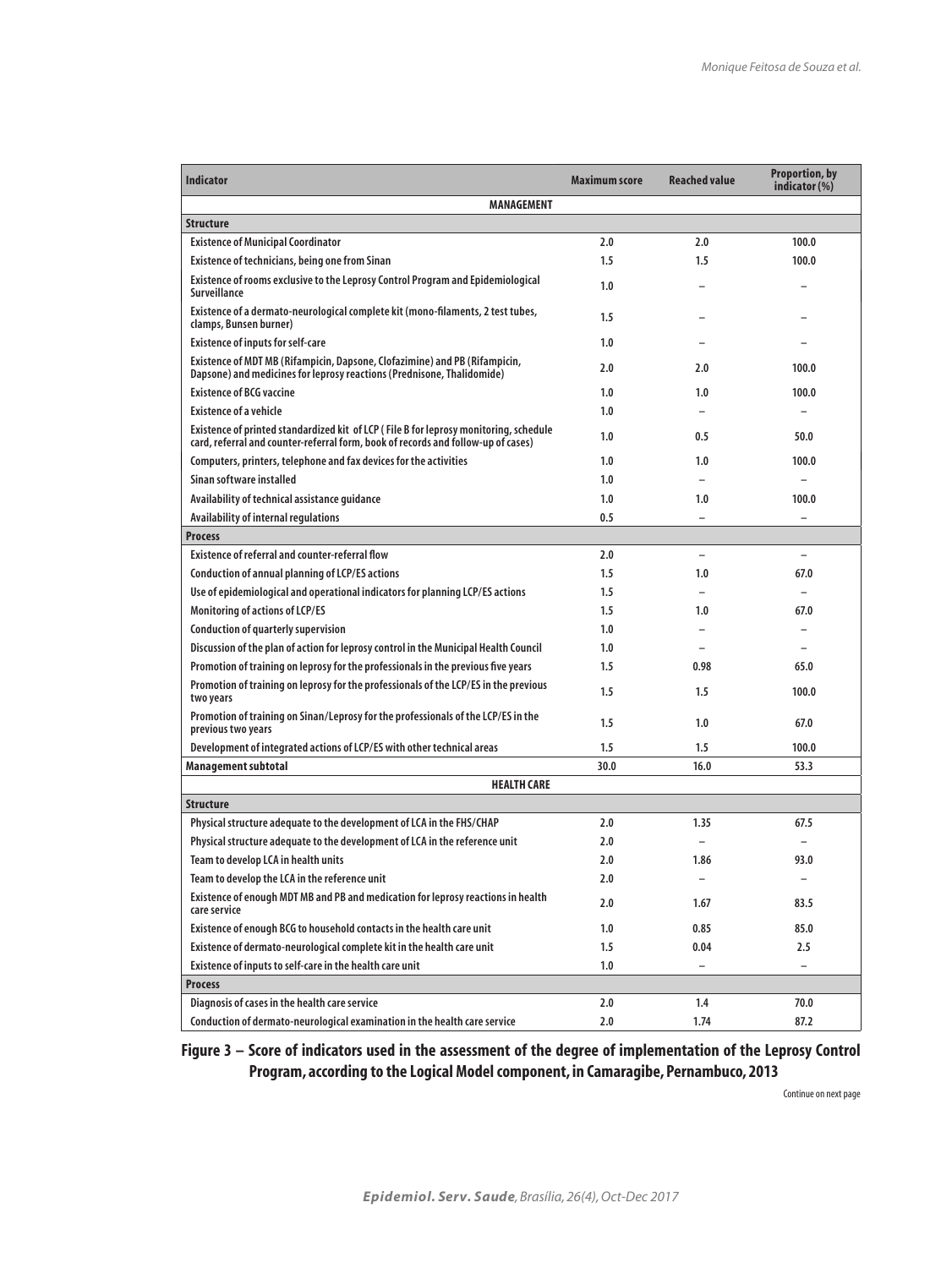| Indicator | Maximum score | Reached value | Proportion, by indicator (%) |
|---|---|---|---|
| **MANAGEMENT** | | | |
| **Structure** | | | |
| Existence of Municipal Coordinator | 2.0 | 2.0 | 100.0 |
| Existence of technicians, being one from Sinan | 1.5 | 1.5 | 100.0 |
| Existence of rooms exclusive to the Leprosy Control Program and Epidemiological Surveillance | 1.0 | – | – |
| Existence of a dermato-neurological complete kit (mono-filaments, 2 test tubes, clamps, Bunsen burner) | 1.5 | – | – |
| Existence of inputs for self-care | 1.0 | – | – |
| Existence of MDT MB (Rifampicin, Dapsone, Clofazimine) and PB (Rifampicin, Dapsone) and medicines for leprosy reactions (Prednisone, Thalidomide) | 2.0 | 2.0 | 100.0 |
| Existence of BCG vaccine | 1.0 | 1.0 | 100.0 |
| Existence of a vehicle | 1.0 | – | – |
| Existence of printed standardized kit of LCP ( File B for leprosy monitoring, schedule card, referral and counter-referral form, book of records and follow-up of cases) | 1.0 | 0.5 | 50.0 |
| Computers, printers, telephone and fax devices for the activities | 1.0 | 1.0 | 100.0 |
| Sinan software installed | 1.0 | – | – |
| Availability of technical assistance guidance | 1.0 | 1.0 | 100.0 |
| Availability of internal regulations | 0.5 | – | – |
| **Process** | | | |
| Existence of referral and counter-referral flow | 2.0 | – | – |
| Conduction of annual planning of LCP/ES actions | 1.5 | 1.0 | 67.0 |
| Use of epidemiological and operational indicators for planning LCP/ES actions | 1.5 | – | – |
| Monitoring of actions of LCP/ES | 1.5 | 1.0 | 67.0 |
| Conduction of quarterly supervision | 1.0 | – | – |
| Discussion of the plan of action for leprosy control in the Municipal Health Council | 1.0 | – | – |
| Promotion of training on leprosy for the professionals in the previous five years | 1.5 | 0.98 | 65.0 |
| Promotion of training on leprosy for the professionals of the LCP/ES in the previous two years | 1.5 | 1.5 | 100.0 |
| Promotion of training on Sinan/Leprosy for the professionals of the LCP/ES in the previous two years | 1.5 | 1.0 | 67.0 |
| Development of integrated actions of LCP/ES with other technical areas | 1.5 | 1.5 | 100.0 |
| **Management subtotal** | 30.0 | 16.0 | 53.3 |
| **HEALTH CARE** | | | |
| **Structure** | | | |
| Physical structure adequate to the development of LCA in the FHS/CHAP | 2.0 | 1.35 | 67.5 |
| Physical structure adequate to the development of LCA in the reference unit | 2.0 | – | – |
| Team to develop LCA in health units | 2.0 | 1.86 | 93.0 |
| Team to develop the LCA in the reference unit | 2.0 | – | – |
| Existence of enough MDT MB and PB and medication for leprosy reactions in health care service | 2.0 | 1.67 | 83.5 |
| Existence of enough BCG to household contacts in the health care unit | 1.0 | 0.85 | 85.0 |
| Existence of dermato-neurological complete kit in the health care unit | 1.5 | 0.04 | 2.5 |
| Existence of inputs to self-care in the health care unit | 1.0 | – | – |
| **Process** | | | |
| Diagnosis of cases in the health care service | 2.0 | 1.4 | 70.0 |
| Conduction of dermato-neurological examination in the health care service | 2.0 | 1.74 | 87.2 |

**Figure 3 – Score of indicators used in the assessment of the degree of implementation of the Leprosy Control Program, according to the Logical Model component, in Camaragibe, Pernambuco, 2013**

Continue on next page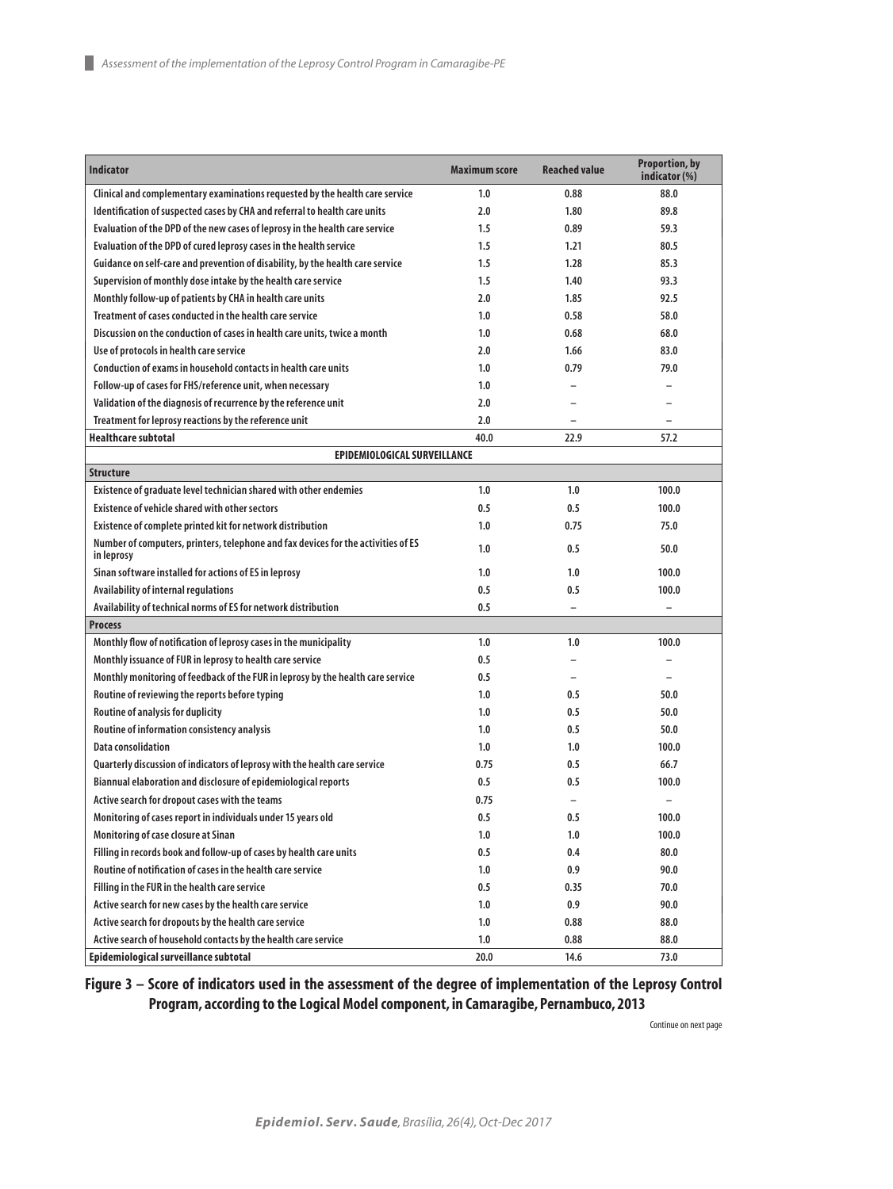| Indicator | Maximum score | Reached value | Proportion, by indicator (%) |
|---|---|---|---|
| Clinical and complementary examinations requested by the health care service | 1.0 | 0.88 | 88.0 |
| Identification of suspected cases by CHA and referral to health care units | 2.0 | 1.80 | 89.8 |
| Evaluation of the DPD of the new cases of leprosy in the health care service | 1.5 | 0.89 | 59.3 |
| Evaluation of the DPD of cured leprosy cases in the health service | 1.5 | 1.21 | 80.5 |
| Guidance on self-care and prevention of disability, by the health care service | 1.5 | 1.28 | 85.3 |
| Supervision of monthly dose intake by the health care service | 1.5 | 1.40 | 93.3 |
| Monthly follow-up of patients by CHA in health care units | 2.0 | 1.85 | 92.5 |
| Treatment of cases conducted in the health care service | 1.0 | 0.58 | 58.0 |
| Discussion on the conduction of cases in health care units, twice a month | 1.0 | 0.68 | 68.0 |
| Use of protocols in health care service | 2.0 | 1.66 | 83.0 |
| Conduction of exams in household contacts in health care units | 1.0 | 0.79 | 79.0 |
| Follow-up of cases for FHS/reference unit, when necessary | 1.0 | – | – |
| Validation of the diagnosis of recurrence by the reference unit | 2.0 | – | – |
| Treatment for leprosy reactions by the reference unit | 2.0 | – | – |
| **Healthcare subtotal** | 40.0 | 22.9 | 57.2 |
| **EPIDEMIOLOGICAL SURVEILLANCE** | | | |
| **Structure** | | | |
| Existence of graduate level technician shared with other endemies | 1.0 | 1.0 | 100.0 |
| Existence of vehicle shared with other sectors | 0.5 | 0.5 | 100.0 |
| Existence of complete printed kit for network distribution | 1.0 | 0.75 | 75.0 |
| Number of computers, printers, telephone and fax devices for the activities of ES in leprosy | 1.0 | 0.5 | 50.0 |
| Sinan software installed for actions of ES in leprosy | 1.0 | 1.0 | 100.0 |
| Availability of internal regulations | 0.5 | 0.5 | 100.0 |
| Availability of technical norms of ES for network distribution | 0.5 | – | – |
| **Process** | | | |
| Monthly flow of notification of leprosy cases in the municipality | 1.0 | 1.0 | 100.0 |
| Monthly issuance of FUR in leprosy to health care service | 0.5 | – | – |
| Monthly monitoring of feedback of the FUR in leprosy by the health care service | 0.5 | – | – |
| Routine of reviewing the reports before typing | 1.0 | 0.5 | 50.0 |
| Routine of analysis for duplicity | 1.0 | 0.5 | 50.0 |
| Routine of information consistency analysis | 1.0 | 0.5 | 50.0 |
| Data consolidation | 1.0 | 1.0 | 100.0 |
| Quarterly discussion of indicators of leprosy with the health care service | 0.75 | 0.5 | 66.7 |
| Biannual elaboration and disclosure of epidemiological reports | 0.5 | 0.5 | 100.0 |
| Active search for dropout cases with the teams | 0.75 | – | – |
| Monitoring of cases report in individuals under 15 years old | 0.5 | 0.5 | 100.0 |
| Monitoring of case closure at Sinan | 1.0 | 1.0 | 100.0 |
| Filling in records book and follow-up of cases by health care units | 0.5 | 0.4 | 80.0 |
| Routine of notification of cases in the health care service | 1.0 | 0.9 | 90.0 |
| Filling in the FUR in the health care service | 0.5 | 0.35 | 70.0 |
| Active search for new cases by the health care service | 1.0 | 0.9 | 90.0 |
| Active search for dropouts by the health care service | 1.0 | 0.88 | 88.0 |
| Active search of household contacts by the health care service | 1.0 | 0.88 | 88.0 |
| **Epidemiological surveillance subtotal** | 20.0 | 14.6 | 73.0 |

**Figure 3 – Score of indicators used in the assessment of the degree of implementation of the Leprosy Control Program, according to the Logical Model component, in Camaragibe, Pernambuco, 2013**

Continue on next page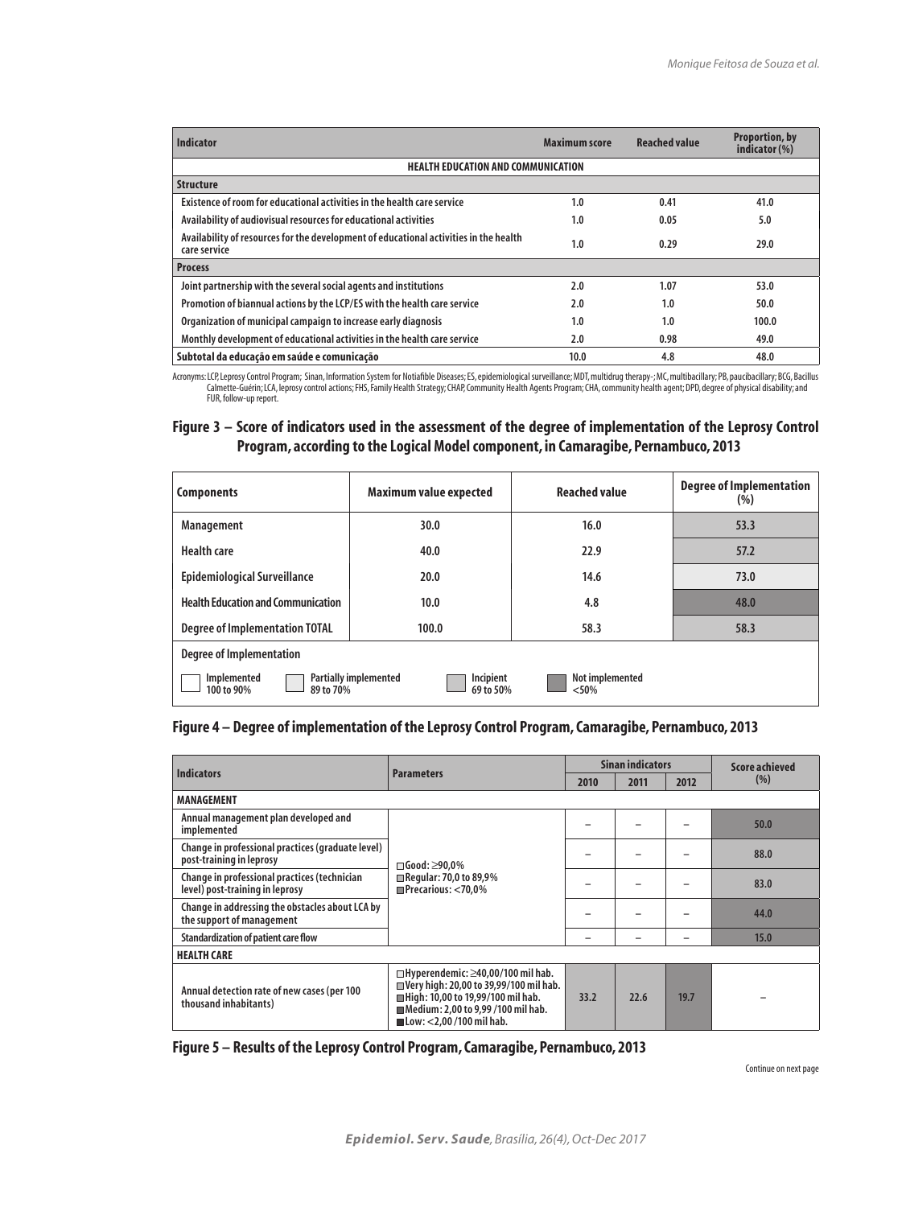| Indicator | Maximum score | Reached value | Proportion, by indicator (%) |
|---|---|---|---|
| **HEALTH EDUCATION AND COMMUNICATION** | | | |
| **Structure** | | | |
| Existence of room for educational activities in the health care service | 1.0 | 0.41 | 41.0 |
| Availability of audiovisual resources for educational activities | 1.0 | 0.05 | 5.0 |
| Availability of resources for the development of educational activities in the health care service | 1.0 | 0.29 | 29.0 |
| **Process** | | | |
| Joint partnership with the several social agents and institutions | 2.0 | 1.07 | 53.0 |
| Promotion of biannual actions by the LCP/ES with the health care service | 2.0 | 1.0 | 50.0 |
| Organization of municipal campaign to increase early diagnosis | 1.0 | 1.0 | 100.0 |
| Monthly development of educational activities in the health care service | 2.0 | 0.98 | 49.0 |
| **Subtotal da educação em saúde e comunicação** | 10.0 | 4.8 | 48.0 |

Acronyms: LCP, Leprosy Control Program; Sinan, Information System for Notiafible Diseases; ES, epidemiological surveillance; MDT, multidrug therapy-; MC, multibacillary; PB, paucibacillary; BCG, Bacillus Calmette-Guérin; LCA, leprosy control actions; FHS, Family Health Strategy; CHAP, Community Health Agents Program; CHA, community health agent; DPD, degree of physical disability; and FUR, follow-up report.

**Figure 3 – Score of indicators used in the assessment of the degree of implementation of the Leprosy Control Program, according to the Logical Model component, in Camaragibe, Pernambuco, 2013**

| Components | Maximum value expected | Reached value | Degree of Implementation (%) |
|---|---|---|---|
| Management | 30.0 | 16.0 | 53.3 |
| Health care | 40.0 | 22.9 | 57.2 |
| Epidemiological Surveillance | 20.0 | 14.6 | 73.0 |
| Health Education and Communication | 10.0 | 4.8 | 48.0 |
| Degree of Implementation TOTAL | 100.0 | 58.3 | 58.3 |

Degree of Implementation: Implemented 100 to 90%; Partially implemented 89 to 70%; Incipient 69 to 50%; Not implemented <50%

**Figure 4 – Degree of implementation of the Leprosy Control Program, Camaragibe, Pernambuco, 2013**

| Indicators | Parameters | Sinan indicators | | | Score achieved (%) |
|---|---|---|---|---|---|
| | | 2010 | 2011 | 2012 | |
| **MANAGEMENT** | | | | | |
| Annual management plan developed and implemented | Good: ≥90,0%; Regular: 70,0 to 89,9%; Precarious: <70,0% | – | – | – | 50.0 |
| Change in professional practices (graduate level) post-training in leprosy | | – | – | – | 88.0 |
| Change in professional practices (technician level) post-training in leprosy | | – | – | – | 83.0 |
| Change in addressing the obstacles about LCA by the support of management | | – | – | – | 44.0 |
| Standardization of patient care flow | | – | – | – | 15.0 |
| **HEALTH CARE** | | | | | |
| Annual detection rate of new cases (per 100 thousand inhabitants) | Hyperendemic: ≥40,00/100 mil hab.; Very high: 20,00 to 39,99/100 mil hab.; High: 10,00 to 19,99/100 mil hab.; Medium: 2,00 to 9,99 /100 mil hab.; Low: <2,00 /100 mil hab. | 33.2 | 22.6 | 19.7 | – |

**Figure 5 – Results of the Leprosy Control Program, Camaragibe, Pernambuco, 2013**

Continue on next page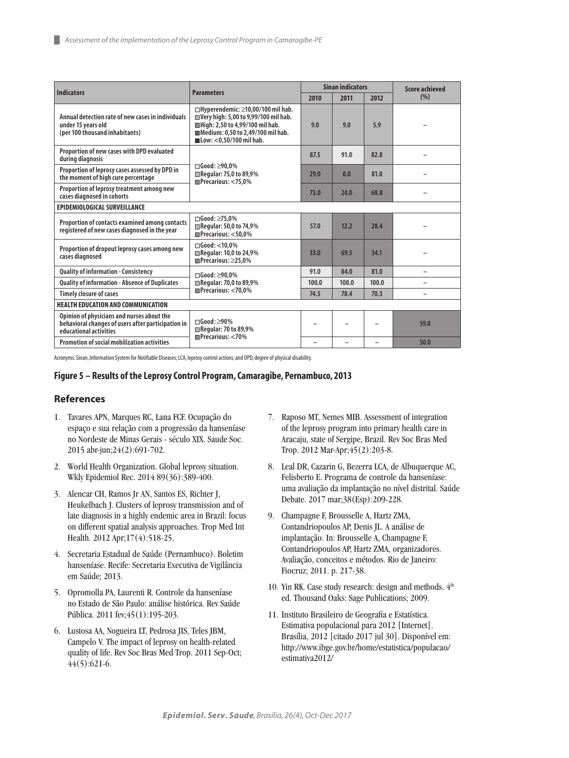| Indicators | Parameters | Sinan indicators | | | Score achieved (%) |
|---|---|---|---|---|---|
| | | 2010 | 2011 | 2012 | |
| Annual detection rate of new cases in individuals under 15 years old (per 100 thousand inhabitants) | □Hyperendemic: ≥10,00/100 mil hab. □Very high: 5,00 to 9,99/100 mil hab. ■High: 2,50 to 4,99/100 mil hab. ■Medium: 0,50 to 2,49/100 mil hab. ■Low: <0,50/100 mil hab. | 9.0 | 9.0 | 5.9 | – |
| Proportion of new cases with DPD evaluated during diagnosis | □Good: ≥90,0% ■Regular: 75,0 to 89,9% ■Precarious: <75,0% | 87.5 | 91.0 | 82.8 | – |
| Proportion of leprosy cases assessed by DPD in the moment of high cure percentage | | 29.0 | 0.0 | 81.0 | – |
| Proportion of leprosy treatment among new cases diagnosed in cohorts | | 73.0 | 24.0 | 68.8 | – |
| **EPIDEMIOLOGICAL SURVEILLANCE** | | | | | |
| Proportion of contacts examined among contacts registered of new cases diagnosed in the year | □Good: ≥75,0% ■Regular: 50,0 to 74,9% ■Precarious: <50,0% | 57.0 | 12.2 | 28.4 | – |
| Proportion of dropout leprosy cases among new cases diagnosed | □Good: <10,0% ■Regular: 10,0 to 24,9% ■Precarious: ≥25,0% | 33.0 | 69.5 | 34.1 | – |
| Quality of information - Consistency | □Good: ≥90,0% ■Regular: 70,0 to 89,9% ■Precarious: <70,0% | 91.0 | 84.0 | 81.0 | – |
| Quality of information - Absence of Duplicates | | 100.0 | 100.0 | 100.0 | – |
| Timely closure of cases | | 74.5 | 78.4 | 70.3 | – |
| **HEALTH EDUCATION AND COMMUNICATION** | | | | | |
| Opinion of physicians and nurses about the behavioral changes of users after participation in educational activities | □Good: ≥90% ■Regular: 70 to 89,9% ■Precarious: <70% | – | – | – | 59.0 |
| Promotion of social mobilization activities | | – | – | – | 50.0 |

Acronyms: Sinan, Information System for Notifiable Diseases; LCA, leprosy control actions; and DPD, degree of physical disability.

**Figure 5 – Results of the Leprosy Control Program, Camaragibe, Pernambuco, 2013**

## References

1. Tavares APN, Marques RC, Lana FCF. Ocupação do espaço e sua relação com a progressão da hanseníase no Nordeste de Minas Gerais - século XIX. Saude Soc. 2015 abr-jun;24(2):691-702.
2. World Health Organization. Global leprosy situation. Wkly Epidemiol Rec. 2014 89(36):389-400.
3. Alencar CH, Ramos Jr AN, Santos ES, Richter J, Heukelbach J. Clusters of leprosy transmission and of late diagnosis in a highly endemic area in Brazil: focus on different spatial analysis approaches. Trop Med Int Health. 2012 Apr;17(4):518-25.
4. Secretaria Estadual de Saúde (Pernambuco). Boletim hanseníase. Recife: Secretaria Executiva de Vigilância em Saúde; 2013.
5. Opromolla PA, Laurenti R. Controle da hanseníase no Estado de São Paulo: análise histórica. Rev Saúde Pública. 2011 fev;45(1):195-203.
6. Lustosa AA, Nogueira LT, Pedrosa JIS, Teles JBM, Campelo V. The impact of leprosy on health-related quality of life. Rev Soc Bras Med Trop. 2011 Sep-Oct; 44(5):621-6.
7. Raposo MT, Nemes MIB. Assessment of integration of the leprosy program into primary health care in Aracaju, state of Sergipe, Brazil. Rev Soc Bras Med Trop. 2012 Mar-Apr;45(2):203-8.
8. Leal DR, Cazarin G, Bezerra LCA, de Albuquerque AC, Felisberto E. Programa de controle da hanseníase: uma avaliação da implantação no nível distrital. Saúde Debate. 2017 mar;38(Esp):209-228.
9. Champagne F, Brousselle A, Hartz ZMA, Contandriopoulos AP, Denis JL. A análise de implantação. In: Brousselle A, Champagne F, Contandriopoulos AP, Hartz ZMA, organizadores. Avaliação, conceitos e métodos. Rio de Janeiro: Fiocruz; 2011. p. 217-38.
10. Yin RK. Case study research: design and methods. 4th ed. Thousand Oaks: Sage Publications; 2009.
11. Instituto Brasileiro de Geografia e Estatística. Estimativa populacional para 2012 [Internet]. Brasília, 2012 [citado 2017 jul 30]. Disponível em: http://www.ibge.gov.br/home/estatistica/populacao/estimativa2012/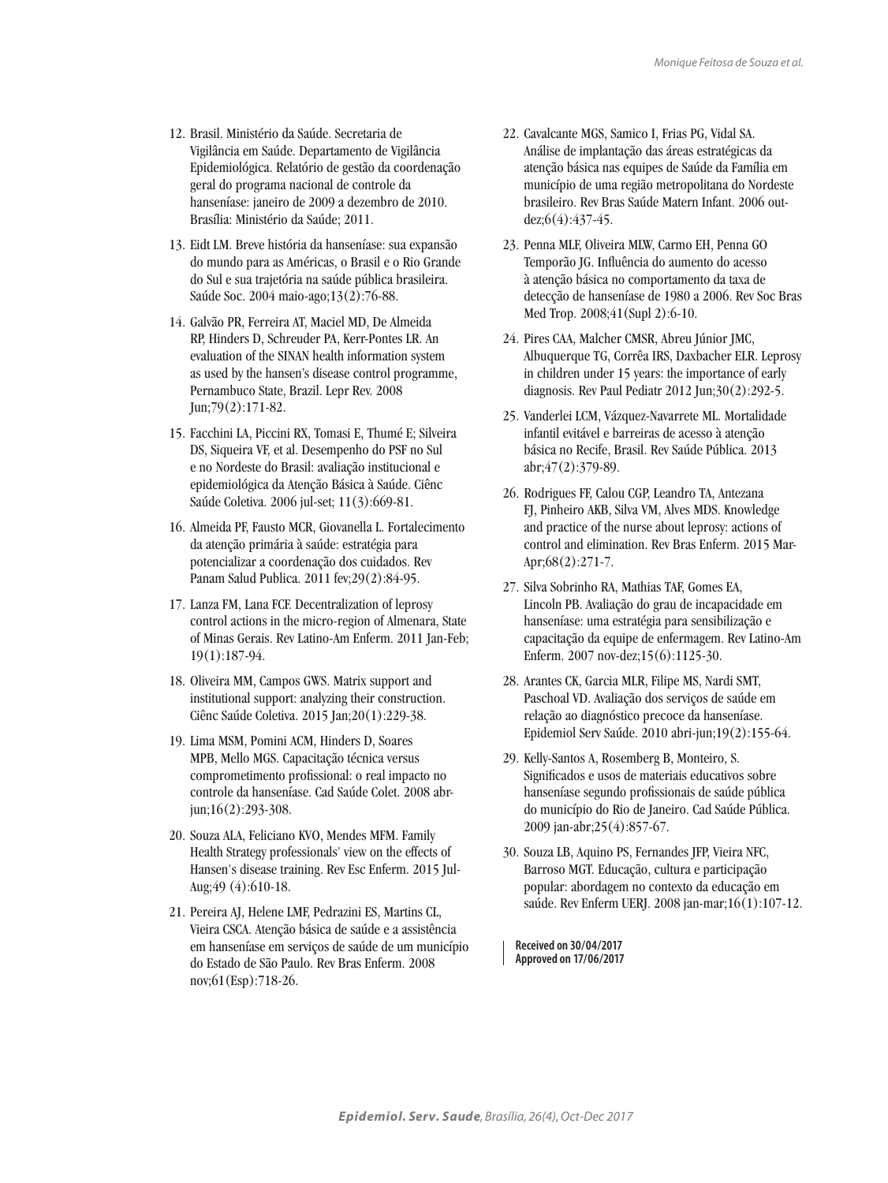12. Brasil. Ministério da Saúde. Secretaria de Vigilância em Saúde. Departamento de Vigilância Epidemiológica. Relatório de gestão da coordenação geral do programa nacional de controle da hanseníase: janeiro de 2009 a dezembro de 2010. Brasília: Ministério da Saúde; 2011.

13. Eidt LM. Breve história da hanseníase: sua expansão do mundo para as Américas, o Brasil e o Rio Grande do Sul e sua trajetória na saúde pública brasileira. Saúde Soc. 2004 maio-ago;13(2):76-88.

14. Galvão PR, Ferreira AT, Maciel MD, De Almeida RP, Hinders D, Schreuder PA, Kerr-Pontes LR. An evaluation of the SINAN health information system as used by the hansen's disease control programme, Pernambuco State, Brazil. Lepr Rev. 2008 Jun;79(2):171-82.

15. Facchini LA, Piccini RX, Tomasi E, Thumé E; Silveira DS, Siqueira VF, et al. Desempenho do PSF no Sul e no Nordeste do Brasil: avaliação institucional e epidemiológica da Atenção Básica à Saúde. Ciênc Saúde Coletiva. 2006 jul-set; 11(3):669-81.

16. Almeida PF, Fausto MCR, Giovanella L. Fortalecimento da atenção primária à saúde: estratégia para potencializar a coordenação dos cuidados. Rev Panam Salud Publica. 2011 fev;29(2):84-95.

17. Lanza FM, Lana FCF. Decentralization of leprosy control actions in the micro-region of Almenara, State of Minas Gerais. Rev Latino-Am Enferm. 2011 Jan-Feb; 19(1):187-94.

18. Oliveira MM, Campos GWS. Matrix support and institutional support: analyzing their construction. Ciênc Saúde Coletiva. 2015 Jan;20(1):229-38.

19. Lima MSM, Pomini ACM, Hinders D, Soares MPB, Mello MGS. Capacitação técnica versus comprometimento profissional: o real impacto no controle da hanseníase. Cad Saúde Colet. 2008 abr-jun;16(2):293-308.

20. Souza ALA, Feliciano KVO, Mendes MFM. Family Health Strategy professionals' view on the effects of Hansen's disease training. Rev Esc Enferm. 2015 Jul-Aug;49 (4):610-18.

21. Pereira AJ, Helene LMF, Pedrazini ES, Martins CL, Vieira CSCA. Atenção básica de saúde e a assistência em hanseníase em serviços de saúde de um município do Estado de São Paulo. Rev Bras Enferm. 2008 nov;61(Esp):718-26.

22. Cavalcante MGS, Samico I, Frias PG, Vidal SA. Análise de implantação das áreas estratégicas da atenção básica nas equipes de Saúde da Família em município de uma região metropolitana do Nordeste brasileiro. Rev Bras Saúde Matern Infant. 2006 out-dez;6(4):437-45.

23. Penna MLF, Oliveira MLW, Carmo EH, Penna GO Temporão JG. Influência do aumento do acesso à atenção básica no comportamento da taxa de detecção de hanseníase de 1980 a 2006. Rev Soc Bras Med Trop. 2008;41(Supl 2):6-10.

24. Pires CAA, Malcher CMSR, Abreu Júnior JMC, Albuquerque TG, Corrêa IRS, Daxbacher ELR. Leprosy in children under 15 years: the importance of early diagnosis. Rev Paul Pediatr 2012 Jun;30(2):292-5.

25. Vanderlei LCM, Vázquez-Navarrete ML. Mortalidade infantil evitável e barreiras de acesso à atenção básica no Recife, Brasil. Rev Saúde Pública. 2013 abr;47(2):379-89.

26. Rodrigues FF, Calou CGP, Leandro TA, Antezana FJ, Pinheiro AKB, Silva VM, Alves MDS. Knowledge and practice of the nurse about leprosy: actions of control and elimination. Rev Bras Enferm. 2015 Mar-Apr;68(2):271-7.

27. Silva Sobrinho RA, Mathias TAF, Gomes EA, Lincoln PB. Avaliação do grau de incapacidade em hanseníase: uma estratégia para sensibilização e capacitação da equipe de enfermagem. Rev Latino-Am Enferm. 2007 nov-dez;15(6):1125-30.

28. Arantes CK, Garcia MLR, Filipe MS, Nardi SMT, Paschoal VD. Avaliação dos serviços de saúde em relação ao diagnóstico precoce da hanseníase. Epidemiol Serv Saúde. 2010 abri-jun;19(2):155-64.

29. Kelly-Santos A, Rosemberg B, Monteiro, S. Significados e usos de materiais educativos sobre hanseníase segundo profissionais de saúde pública do município do Rio de Janeiro. Cad Saúde Pública. 2009 jan-abr;25(4):857-67.

30. Souza LB, Aquino PS, Fernandes JFP, Vieira NFC, Barroso MGT. Educação, cultura e participação popular: abordagem no contexto da educação em saúde. Rev Enferm UERJ. 2008 jan-mar;16(1):107-12.

**Received on 30/04/2017**
**Approved on 17/06/2017**